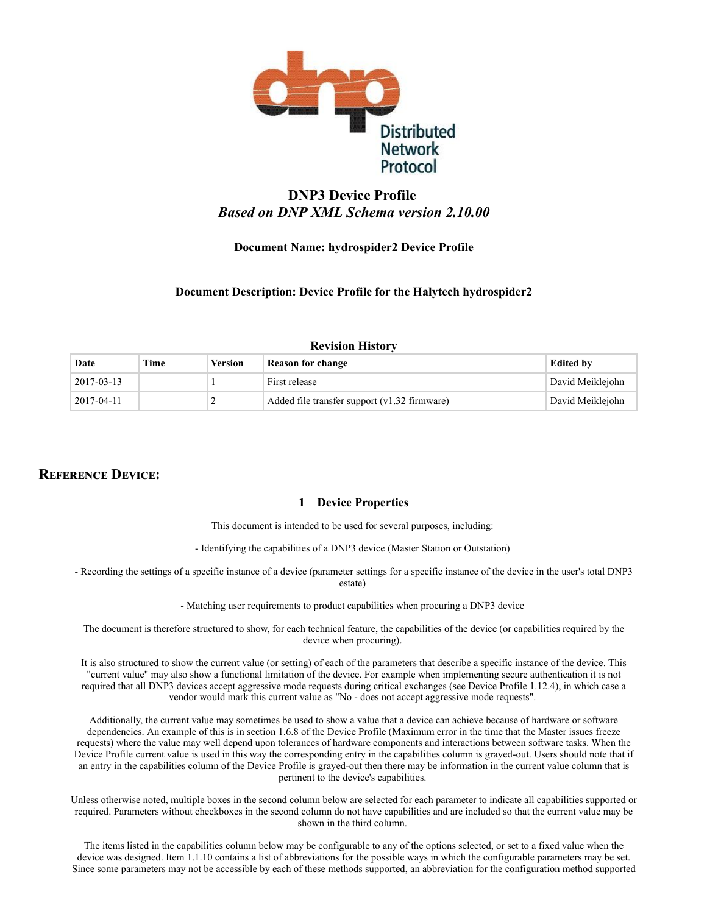# DNP3 Device Profile

*Based on DNP XML Schema version 2.10.00*

**Document Name: hydrospider2 Device Profile**

**Document Description: Device Profile for the Halytech hydrospider2**

**Revision History**

| Date | Time | Version | Reason for change | Edited by |
|---|---|---|---|---|
| 2017-03-13 | | 1 | First release | David Meiklejohn |
| 2017-04-11 | | 2 | Added file transfer support (v1.32 firmware) | David Meiklejohn |

## Reference Device:

### 1 Device Properties

This document is intended to be used for several purposes, including:

- Identifying the capabilities of a DNP3 device (Master Station or Outstation)

- Recording the settings of a specific instance of a device (parameter settings for a specific instance of the device in the user's total DNP3 estate)

- Matching user requirements to product capabilities when procuring a DNP3 device

The document is therefore structured to show, for each technical feature, the capabilities of the device (or capabilities required by the device when procuring).

It is also structured to show the current value (or setting) of each of the parameters that describe a specific instance of the device. This "current value" may also show a functional limitation of the device. For example when implementing secure authentication it is not required that all DNP3 devices accept aggressive mode requests during critical exchanges (see Device Profile 1.12.4), in which case a vendor would mark this current value as "No - does not accept aggressive mode requests".

Additionally, the current value may sometimes be used to show a value that a device can achieve because of hardware or software dependencies. An example of this is in section 1.6.8 of the Device Profile (Maximum error in the time that the Master issues freeze requests) where the value may well depend upon tolerances of hardware components and interactions between software tasks. When the Device Profile current value is used in this way the corresponding entry in the capabilities column is grayed-out. Users should note that if an entry in the capabilities column of the Device Profile is grayed-out then there may be information in the current value column that is pertinent to the device's capabilities.

Unless otherwise noted, multiple boxes in the second column below are selected for each parameter to indicate all capabilities supported or required. Parameters without checkboxes in the second column do not have capabilities and are included so that the current value may be shown in the third column.

The items listed in the capabilities column below may be configurable to any of the options selected, or set to a fixed value when the device was designed. Item 1.1.10 contains a list of abbreviations for the possible ways in which the configurable parameters may be set. Since some parameters may not be accessible by each of these methods supported, an abbreviation for the configuration method supported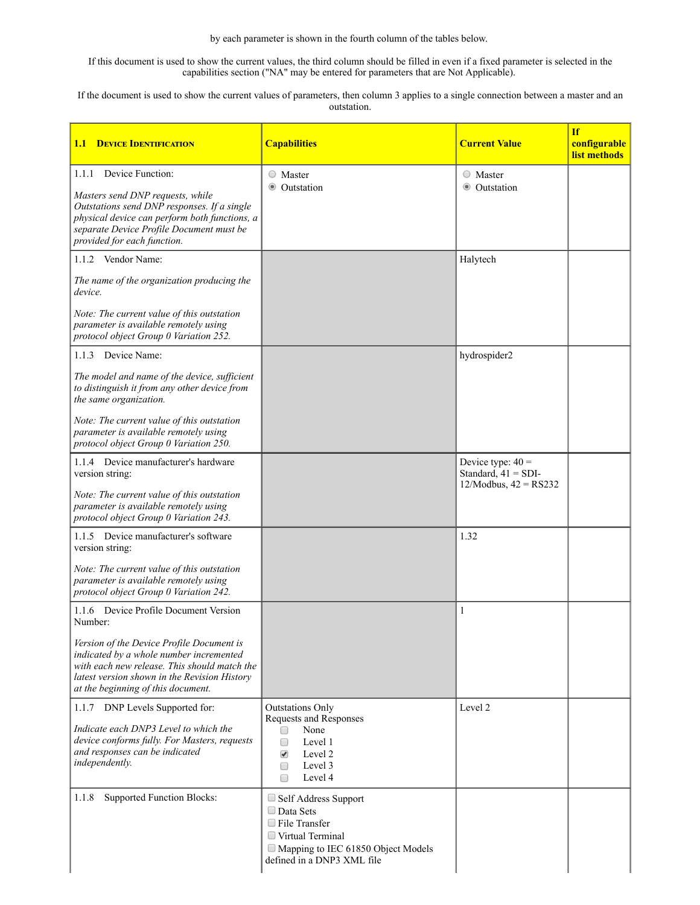by each parameter is shown in the fourth column of the tables below.

If this document is used to show the current values, the third column should be filled in even if a fixed parameter is selected in the capabilities section ("NA" may be entered for parameters that are Not Applicable).

If the document is used to show the current values of parameters, then column 3 applies to a single connection between a master and an outstation.

| **1.1 DEVICE IDENTIFICATION** | **Capabilities** | **Current Value** | **If configurable list methods** |
|---|---|---|---|
| 1.1.1 Device Function:<br><br>*Masters send DNP requests, while Outstations send DNP responses. If a single physical device can perform both functions, a separate Device Profile Document must be provided for each function.* | ○ Master<br>◉ Outstation | ○ Master<br>◉ Outstation | |
| 1.1.2 Vendor Name:<br><br>*The name of the organization producing the device.*<br><br>*Note: The current value of this outstation parameter is available remotely using protocol object Group 0 Variation 252.* | | Halytech | |
| 1.1.3 Device Name:<br><br>*The model and name of the device, sufficient to distinguish it from any other device from the same organization.*<br><br>*Note: The current value of this outstation parameter is available remotely using protocol object Group 0 Variation 250.* | | hydrospider2 | |
| 1.1.4 Device manufacturer's hardware version string:<br><br>*Note: The current value of this outstation parameter is available remotely using protocol object Group 0 Variation 243.* | | Device type: 40 = Standard, 41 = SDI-12/Modbus, 42 = RS232 | |
| 1.1.5 Device manufacturer's software version string:<br><br>*Note: The current value of this outstation parameter is available remotely using protocol object Group 0 Variation 242.* | | 1.32 | |
| 1.1.6 Device Profile Document Version Number:<br><br>*Version of the Device Profile Document is indicated by a whole number incremented with each new release. This should match the latest version shown in the Revision History at the beginning of this document.* | | 1 | |
| 1.1.7 DNP Levels Supported for:<br><br>*Indicate each DNP3 Level to which the device conforms fully. For Masters, requests and responses can be indicated independently.* | Outstations Only<br>Requests and Responses<br>☐ None<br>☐ Level 1<br>☑ Level 2<br>☐ Level 3<br>☐ Level 4 | Level 2 | |
| 1.1.8 Supported Function Blocks: | ☐ Self Address Support<br>☐ Data Sets<br>☐ File Transfer<br>☐ Virtual Terminal<br>☐ Mapping to IEC 61850 Object Models defined in a DNP3 XML file | | |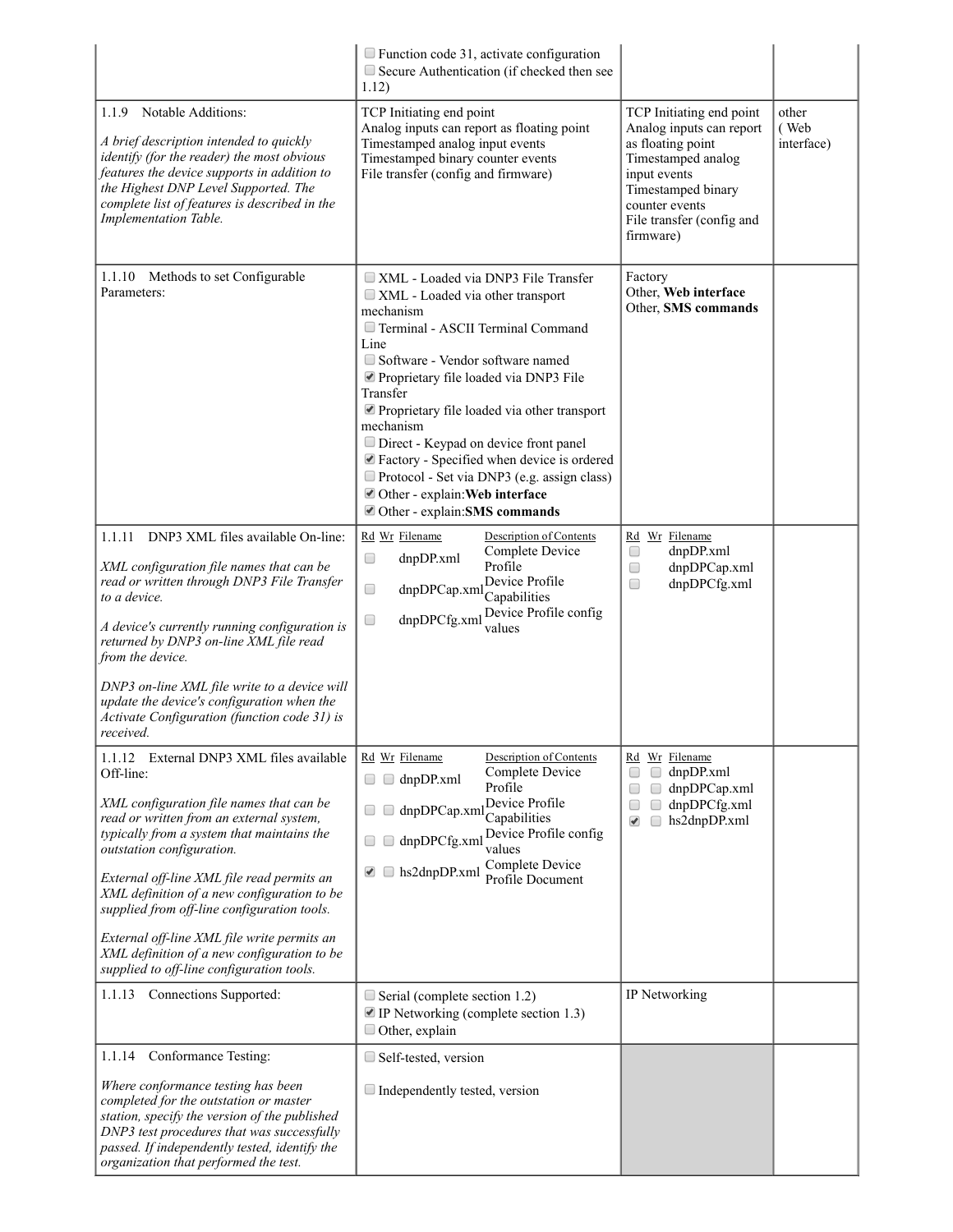| | | | |
|---|---|---|---|
| | ☐ Function code 31, activate configuration<br>☐ Secure Authentication (if checked then see 1.12) | | |
| 1.1.9 Notable Additions:<br><br>*A brief description intended to quickly identify (for the reader) the most obvious features the device supports in addition to the Highest DNP Level Supported. The complete list of features is described in the Implementation Table.* | TCP Initiating end point<br>Analog inputs can report as floating point<br>Timestamped analog input events<br>Timestamped binary counter events<br>File transfer (config and firmware) | TCP Initiating end point<br>Analog inputs can report as floating point<br>Timestamped analog input events<br>Timestamped binary counter events<br>File transfer (config and firmware) | other ( Web interface) |
| 1.1.10 Methods to set Configurable Parameters: | ☐ XML - Loaded via DNP3 File Transfer<br>☐ XML - Loaded via other transport mechanism<br>☐ Terminal - ASCII Terminal Command Line<br>☐ Software - Vendor software named<br>☑ Proprietary file loaded via DNP3 File Transfer<br>☑ Proprietary file loaded via other transport mechanism<br>☐ Direct - Keypad on device front panel<br>☑ Factory - Specified when device is ordered<br>☐ Protocol - Set via DNP3 (e.g. assign class)<br>☑ Other - explain:**Web interface**<br>☑ Other - explain:**SMS commands** | Factory<br>Other, **Web interface**<br>Other, **SMS commands** | |
| 1.1.11 DNP3 XML files available On-line:<br><br>*XML configuration file names that can be read or written through DNP3 File Transfer to a device.*<br><br>*A device's currently running configuration is returned by DNP3 on-line XML file read from the device.*<br><br>*DNP3 on-line XML file write to a device will update the device's configuration when the Activate Configuration (function code 31) is received.* | Rd Wr Filename — Description of Contents<br>☐ dnpDP.xml — Complete Device Profile<br>☐ dnpDPCap.xml — Device Profile Capabilities<br>☐ dnpDPCfg.xml — Device Profile config values | Rd Wr Filename<br>☐ dnpDP.xml<br>☐ dnpDPCap.xml<br>☐ dnpDPCfg.xml | |
| 1.1.12 External DNP3 XML files available Off-line:<br><br>*XML configuration file names that can be read or written from an external system, typically from a system that maintains the outstation configuration.*<br><br>*External off-line XML file read permits an XML definition of a new configuration to be supplied from off-line configuration tools.*<br><br>*External off-line XML file write permits an XML definition of a new configuration to be supplied to off-line configuration tools.* | Rd Wr Filename — Description of Contents<br>☐ ☐ dnpDP.xml — Complete Device Profile<br>☐ ☐ dnpDPCap.xml — Device Profile Capabilities<br>☐ ☐ dnpDPCfg.xml — Device Profile config values<br>☑ ☐ hs2dnpDP.xml — Complete Device Profile Document | Rd Wr Filename<br>☐ ☐ dnpDP.xml<br>☐ ☐ dnpDPCap.xml<br>☐ ☐ dnpDPCfg.xml<br>☑ ☐ hs2dnpDP.xml | |
| 1.1.13 Connections Supported: | ☐ Serial (complete section 1.2)<br>☑ IP Networking (complete section 1.3)<br>☐ Other, explain | IP Networking | |
| 1.1.14 Conformance Testing:<br><br>*Where conformance testing has been completed for the outstation or master station, specify the version of the published DNP3 test procedures that was successfully passed. If independently tested, identify the organization that performed the test.* | ☐ Self-tested, version<br><br>☐ Independently tested, version | | |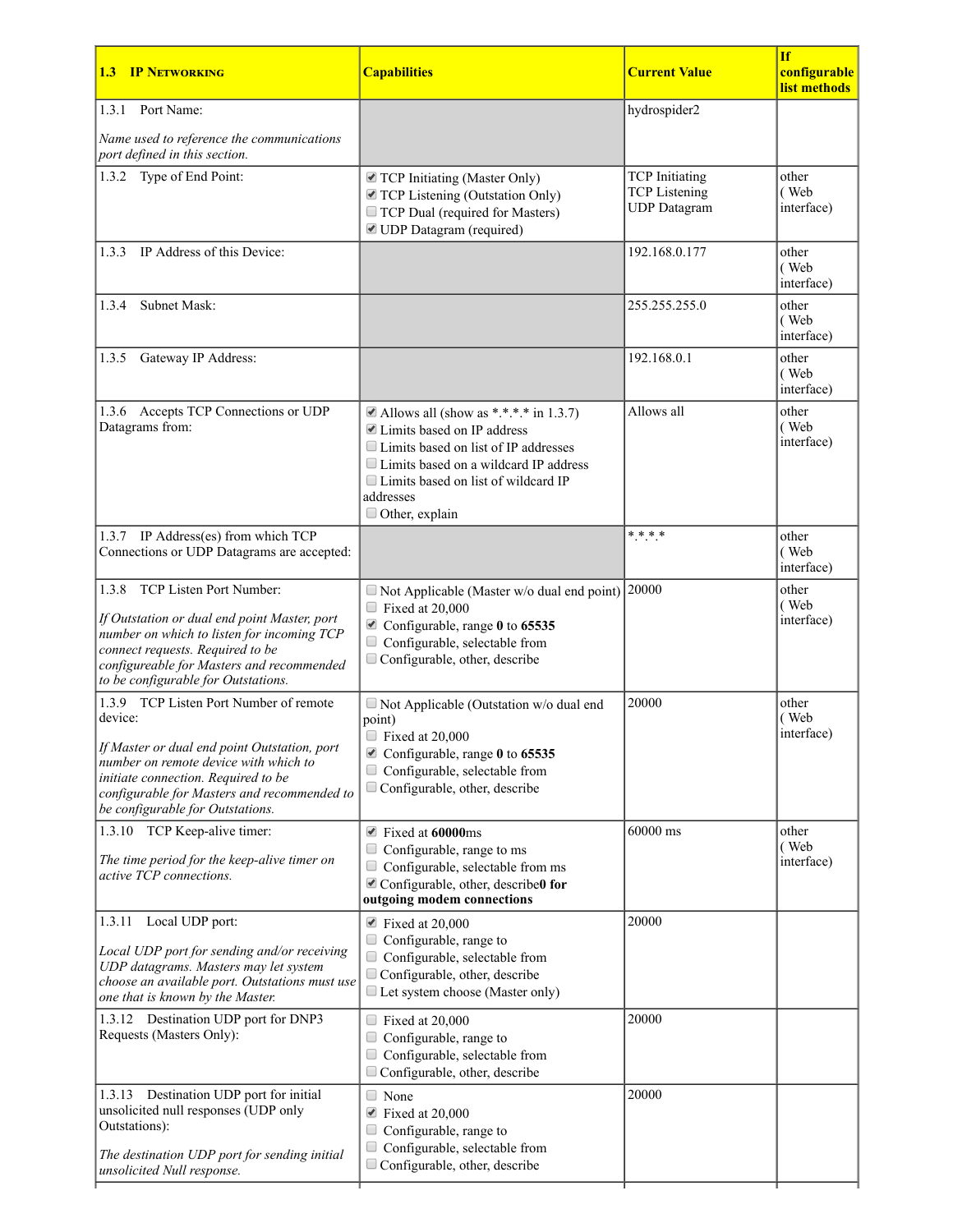| 1.3 IP NETWORKING | Capabilities | Current Value | If configurable list methods |
|---|---|---|---|
| 1.3.1 Port Name:<br><br>*Name used to reference the communications port defined in this section.* | | hydrospider2 | |
| 1.3.2 Type of End Point: | ☑ TCP Initiating (Master Only)<br>☑ TCP Listening (Outstation Only)<br>☐ TCP Dual (required for Masters)<br>☑ UDP Datagram (required) | TCP Initiating<br>TCP Listening<br>UDP Datagram | other ( Web interface) |
| 1.3.3 IP Address of this Device: | | 192.168.0.177 | other ( Web interface) |
| 1.3.4 Subnet Mask: | | 255.255.255.0 | other ( Web interface) |
| 1.3.5 Gateway IP Address: | | 192.168.0.1 | other ( Web interface) |
| 1.3.6 Accepts TCP Connections or UDP Datagrams from: | ☑ Allows all (show as *.*.*.* in 1.3.7)<br>☑ Limits based on IP address<br>☐ Limits based on list of IP addresses<br>☐ Limits based on a wildcard IP address<br>☐ Limits based on list of wildcard IP addresses<br>☐ Other, explain | Allows all | other ( Web interface) |
| 1.3.7 IP Address(es) from which TCP Connections or UDP Datagrams are accepted: | | *.*.*.* | other ( Web interface) |
| 1.3.8 TCP Listen Port Number:<br><br>*If Outstation or dual end point Master, port number on which to listen for incoming TCP connect requests. Required to be configureable for Masters and recommended to be configurable for Outstations.* | ☐ Not Applicable (Master w/o dual end point)<br>☐ Fixed at 20,000<br>☑ Configurable, range **0** to **65535**<br>☐ Configurable, selectable from<br>☐ Configurable, other, describe | 20000 | other ( Web interface) |
| 1.3.9 TCP Listen Port Number of remote device:<br><br>*If Master or dual end point Outstation, port number on remote device with which to initiate connection. Required to be configurable for Masters and recommended to be configurable for Outstations.* | ☐ Not Applicable (Outstation w/o dual end point)<br>☐ Fixed at 20,000<br>☑ Configurable, range **0** to **65535**<br>☐ Configurable, selectable from<br>☐ Configurable, other, describe | 20000 | other ( Web interface) |
| 1.3.10 TCP Keep-alive timer:<br><br>*The time period for the keep-alive timer on active TCP connections.* | ☑ Fixed at **60000**ms<br>☐ Configurable, range to ms<br>☐ Configurable, selectable from ms<br>☑ Configurable, other, describe**0 for outgoing modem connections** | 60000 ms | other ( Web interface) |
| 1.3.11 Local UDP port:<br><br>*Local UDP port for sending and/or receiving UDP datagrams. Masters may let system choose an available port. Outstations must use one that is known by the Master.* | ☑ Fixed at 20,000<br>☐ Configurable, range to<br>☐ Configurable, selectable from<br>☐ Configurable, other, describe<br>☐ Let system choose (Master only) | 20000 | |
| 1.3.12 Destination UDP port for DNP3 Requests (Masters Only): | ☐ Fixed at 20,000<br>☐ Configurable, range to<br>☐ Configurable, selectable from<br>☐ Configurable, other, describe | 20000 | |
| 1.3.13 Destination UDP port for initial unsolicited null responses (UDP only Outstations):<br><br>*The destination UDP port for sending initial unsolicited Null response.* | ☐ None<br>☑ Fixed at 20,000<br>☐ Configurable, range to<br>☐ Configurable, selectable from<br>☐ Configurable, other, describe | 20000 | |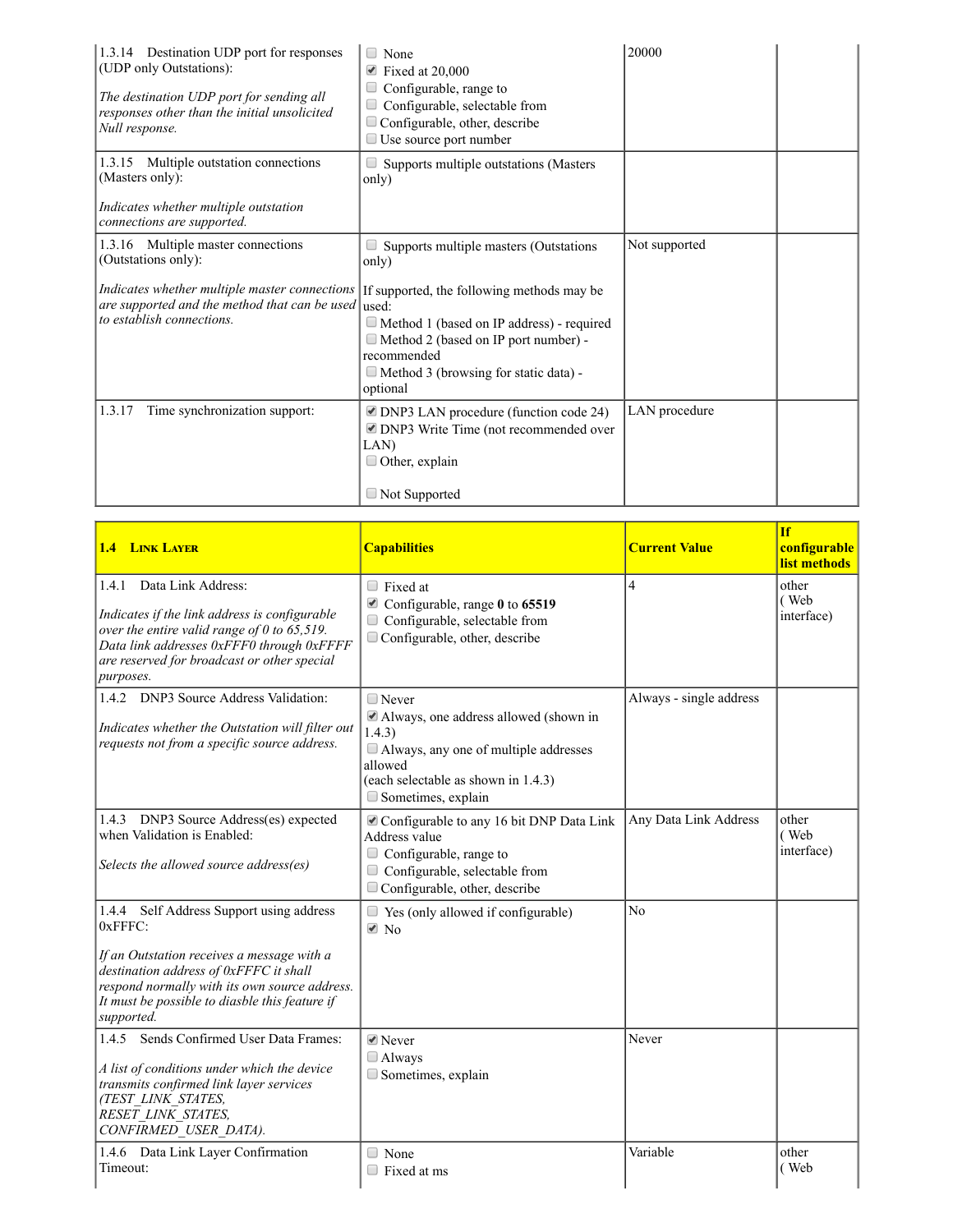| | | | |
|---|---|---|---|
| 1.3.14 Destination UDP port for responses (UDP only Outstations):<br><br>*The destination UDP port for sending all responses other than the initial unsolicited Null response.* | ☐ None<br>☑ Fixed at 20,000<br>☐ Configurable, range to<br>☐ Configurable, selectable from<br>☐ Configurable, other, describe<br>☐ Use source port number | 20000 | |
| 1.3.15 Multiple outstation connections (Masters only):<br><br>*Indicates whether multiple outstation connections are supported.* | ☐ Supports multiple outstations (Masters only) | | |
| 1.3.16 Multiple master connections (Outstations only):<br><br>*Indicates whether multiple master connections are supported and the method that can be used to establish connections.* | ☐ Supports multiple masters (Outstations only)<br><br>If supported, the following methods may be used:<br>☐ Method 1 (based on IP address) - required<br>☐ Method 2 (based on IP port number) - recommended<br>☐ Method 3 (browsing for static data) - optional | Not supported | |
| 1.3.17 Time synchronization support: | ☑ DNP3 LAN procedure (function code 24)<br>☑ DNP3 Write Time (not recommended over LAN)<br>☐ Other, explain<br><br>☐ Not Supported | LAN procedure | |

| **1.4 Link Layer** | **Capabilities** | **Current Value** | **If configurable list methods** |
|---|---|---|---|
| 1.4.1 Data Link Address:<br><br>*Indicates if the link address is configurable over the entire valid range of 0 to 65,519. Data link addresses 0xFFF0 through 0xFFFF are reserved for broadcast or other special purposes.* | ☐ Fixed at<br>☑ Configurable, range **0** to **65519**<br>☐ Configurable, selectable from<br>☐ Configurable, other, describe | 4 | other ( Web interface) |
| 1.4.2 DNP3 Source Address Validation:<br><br>*Indicates whether the Outstation will filter out requests not from a specific source address.* | ☐ Never<br>☑ Always, one address allowed (shown in 1.4.3)<br>☐ Always, any one of multiple addresses allowed<br>(each selectable as shown in 1.4.3)<br>☐ Sometimes, explain | Always - single address | |
| 1.4.3 DNP3 Source Address(es) expected when Validation is Enabled:<br><br>*Selects the allowed source address(es)* | ☑ Configurable to any 16 bit DNP Data Link Address value<br>☐ Configurable, range to<br>☐ Configurable, selectable from<br>☐ Configurable, other, describe | Any Data Link Address | other ( Web interface) |
| 1.4.4 Self Address Support using address 0xFFFC:<br><br>*If an Outstation receives a message with a destination address of 0xFFFC it shall respond normally with its own source address. It must be possible to diasble this feature if supported.* | ☐ Yes (only allowed if configurable)<br>☑ No | No | |
| 1.4.5 Sends Confirmed User Data Frames:<br><br>*A list of conditions under which the device transmits confirmed link layer services (TEST_LINK_STATES, RESET_LINK_STATES, CONFIRMED_USER_DATA).* | ☑ Never<br>☐ Always<br>☐ Sometimes, explain | Never | |
| 1.4.6 Data Link Layer Confirmation Timeout: | ☐ None<br>☐ Fixed at ms | Variable | other ( Web |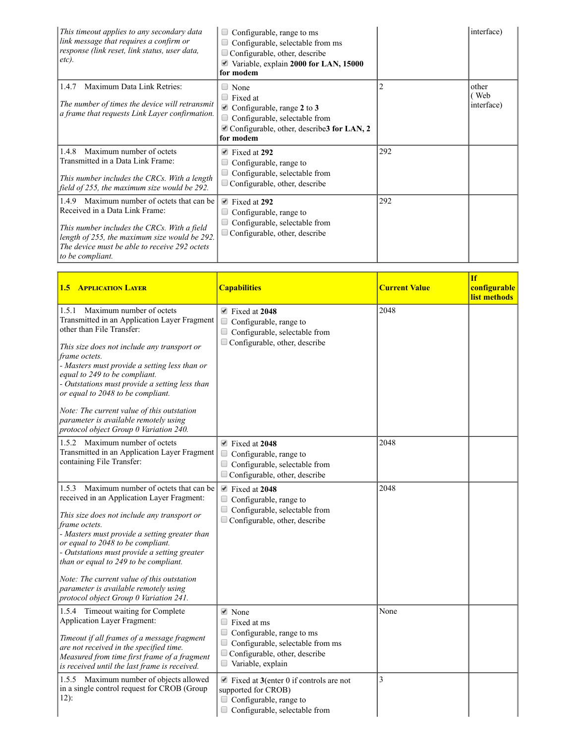| | | | |
|---|---|---|---|
| *This timeout applies to any secondary data link message that requires a confirm or response (link reset, link status, user data, etc).* | ☐ Configurable, range to ms<br>☐ Configurable, selectable from ms<br>☐ Configurable, other, describe<br>☑ Variable, explain **2000 for LAN, 15000 for modem** | | interface) |
| 1.4.7 Maximum Data Link Retries:<br><br>*The number of times the device will retransmit a frame that requests Link Layer confirmation.* | ☐ None<br>☐ Fixed at<br>☑ Configurable, range **2** to **3**<br>☐ Configurable, selectable from<br>☑ Configurable, other, describe**3 for LAN, 2 for modem** | 2 | other ( Web interface) |
| 1.4.8 Maximum number of octets Transmitted in a Data Link Frame:<br><br>*This number includes the CRCs. With a length field of 255, the maximum size would be 292.* | ☑ Fixed at **292**<br>☐ Configurable, range to<br>☐ Configurable, selectable from<br>☐ Configurable, other, describe | 292 | |
| 1.4.9 Maximum number of octets that can be Received in a Data Link Frame:<br><br>*This number includes the CRCs. With a field length of 255, the maximum size would be 292. The device must be able to receive 292 octets to be compliant.* | ☑ Fixed at **292**<br>☐ Configurable, range to<br>☐ Configurable, selectable from<br>☐ Configurable, other, describe | 292 | |

| **1.5 Application Layer** | **Capabilities** | **Current Value** | **If configurable list methods** |
|---|---|---|---|
| 1.5.1 Maximum number of octets Transmitted in an Application Layer Fragment other than File Transfer:<br><br>*This size does not include any transport or frame octets.*<br>*- Masters must provide a setting less than or equal to 249 to be compliant.*<br>*- Outstations must provide a setting less than or equal to 2048 to be compliant.*<br><br>*Note: The current value of this outstation parameter is available remotely using protocol object Group 0 Variation 240.* | ☑ Fixed at **2048**<br>☐ Configurable, range to<br>☐ Configurable, selectable from<br>☐ Configurable, other, describe | 2048 | |
| 1.5.2 Maximum number of octets Transmitted in an Application Layer Fragment containing File Transfer: | ☑ Fixed at **2048**<br>☐ Configurable, range to<br>☐ Configurable, selectable from<br>☐ Configurable, other, describe | 2048 | |
| 1.5.3 Maximum number of octets that can be received in an Application Layer Fragment:<br><br>*This size does not include any transport or frame octets.*<br>*- Masters must provide a setting greater than or equal to 2048 to be compliant.*<br>*- Outstations must provide a setting greater than or equal to 249 to be compliant.*<br><br>*Note: The current value of this outstation parameter is available remotely using protocol object Group 0 Variation 241.* | ☑ Fixed at **2048**<br>☐ Configurable, range to<br>☐ Configurable, selectable from<br>☐ Configurable, other, describe | 2048 | |
| 1.5.4 Timeout waiting for Complete Application Layer Fragment:<br><br>*Timeout if all frames of a message fragment are not received in the specified time. Measured from time first frame of a fragment is received until the last frame is received.* | ☑ None<br>☐ Fixed at ms<br>☐ Configurable, range to ms<br>☐ Configurable, selectable from ms<br>☐ Configurable, other, describe<br>☐ Variable, explain | None | |
| 1.5.5 Maximum number of objects allowed in a single control request for CROB (Group 12): | ☑ Fixed at **3**(enter 0 if controls are not supported for CROB)<br>☐ Configurable, range to<br>☐ Configurable, selectable from | 3 | |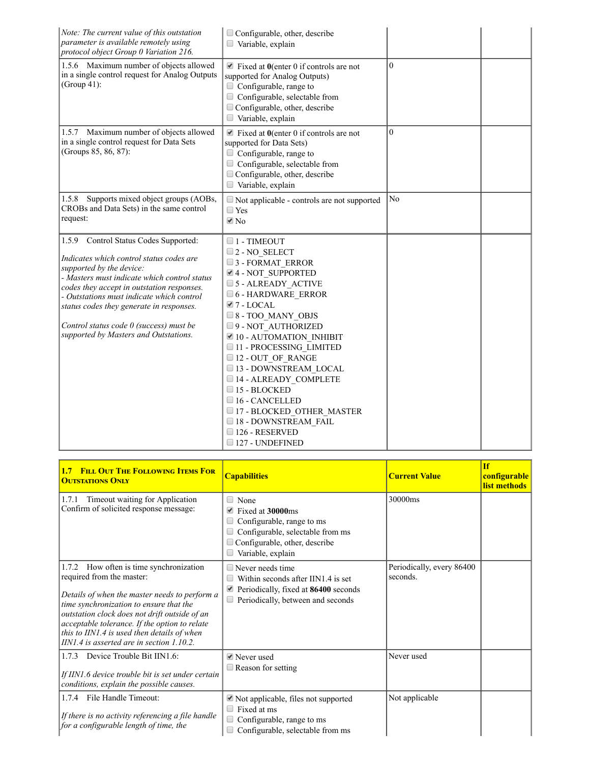| | | | |
|---|---|---|---|
| *Note: The current value of this outstation parameter is available remotely using protocol object Group 0 Variation 216.* | ☐ Configurable, other, describe<br>☐ Variable, explain | | |
| 1.5.6 Maximum number of objects allowed in a single control request for Analog Outputs (Group 41): | ☑ Fixed at **0**(enter 0 if controls are not supported for Analog Outputs)<br>☐ Configurable, range to<br>☐ Configurable, selectable from<br>☐ Configurable, other, describe<br>☐ Variable, explain | 0 | |
| 1.5.7 Maximum number of objects allowed in a single control request for Data Sets (Groups 85, 86, 87): | ☑ Fixed at **0**(enter 0 if controls are not supported for Data Sets)<br>☐ Configurable, range to<br>☐ Configurable, selectable from<br>☐ Configurable, other, describe<br>☐ Variable, explain | 0 | |
| 1.5.8 Supports mixed object groups (AOBs, CROBs and Data Sets) in the same control request: | ☐ Not applicable - controls are not supported<br>☐ Yes<br>☑ No | No | |
| 1.5.9 Control Status Codes Supported:<br><br>*Indicates which control status codes are supported by the device:*<br>*- Masters must indicate which control status codes they accept in outstation responses.*<br>*- Outstations must indicate which control status codes they generate in responses.*<br><br>*Control status code 0 (success) must be supported by Masters and Outstations.* | ☐ 1 - TIMEOUT<br>☐ 2 - NO_SELECT<br>☐ 3 - FORMAT_ERROR<br>☑ 4 - NOT_SUPPORTED<br>☐ 5 - ALREADY_ACTIVE<br>☐ 6 - HARDWARE_ERROR<br>☑ 7 - LOCAL<br>☐ 8 - TOO_MANY_OBJS<br>☐ 9 - NOT_AUTHORIZED<br>☑ 10 - AUTOMATION_INHIBIT<br>☐ 11 - PROCESSING_LIMITED<br>☐ 12 - OUT_OF_RANGE<br>☐ 13 - DOWNSTREAM_LOCAL<br>☐ 14 - ALREADY_COMPLETE<br>☐ 15 - BLOCKED<br>☐ 16 - CANCELLED<br>☐ 17 - BLOCKED_OTHER_MASTER<br>☐ 18 - DOWNSTREAM_FAIL<br>☐ 126 - RESERVED<br>☐ 127 - UNDEFINED | | |

| **1.7 Fill Out The Following Items For Outstations Only** | **Capabilities** | **Current Value** | **If configurable list methods** |
|---|---|---|---|
| 1.7.1 Timeout waiting for Application Confirm of solicited response message: | ☐ None<br>☑ Fixed at **30000**ms<br>☐ Configurable, range to ms<br>☐ Configurable, selectable from ms<br>☐ Configurable, other, describe<br>☐ Variable, explain | 30000ms | |
| 1.7.2 How often is time synchronization required from the master:<br><br>*Details of when the master needs to perform a time synchronization to ensure that the outstation clock does not drift outside of an acceptable tolerance. If the option to relate this to IIN1.4 is used then details of when IIN1.4 is asserted are in section 1.10.2.* | ☐ Never needs time<br>☐ Within seconds after IIN1.4 is set<br>☑ Periodically, fixed at **86400** seconds<br>☐ Periodically, between and seconds | Periodically, every 86400 seconds. | |
| 1.7.3 Device Trouble Bit IIN1.6:<br><br>*If IIN1.6 device trouble bit is set under certain conditions, explain the possible causes.* | ☑ Never used<br>☐ Reason for setting | Never used | |
| 1.7.4 File Handle Timeout:<br><br>*If there is no activity referencing a file handle for a configurable length of time, the* | ☑ Not applicable, files not supported<br>☐ Fixed at ms<br>☐ Configurable, range to ms<br>☐ Configurable, selectable from ms | Not applicable | |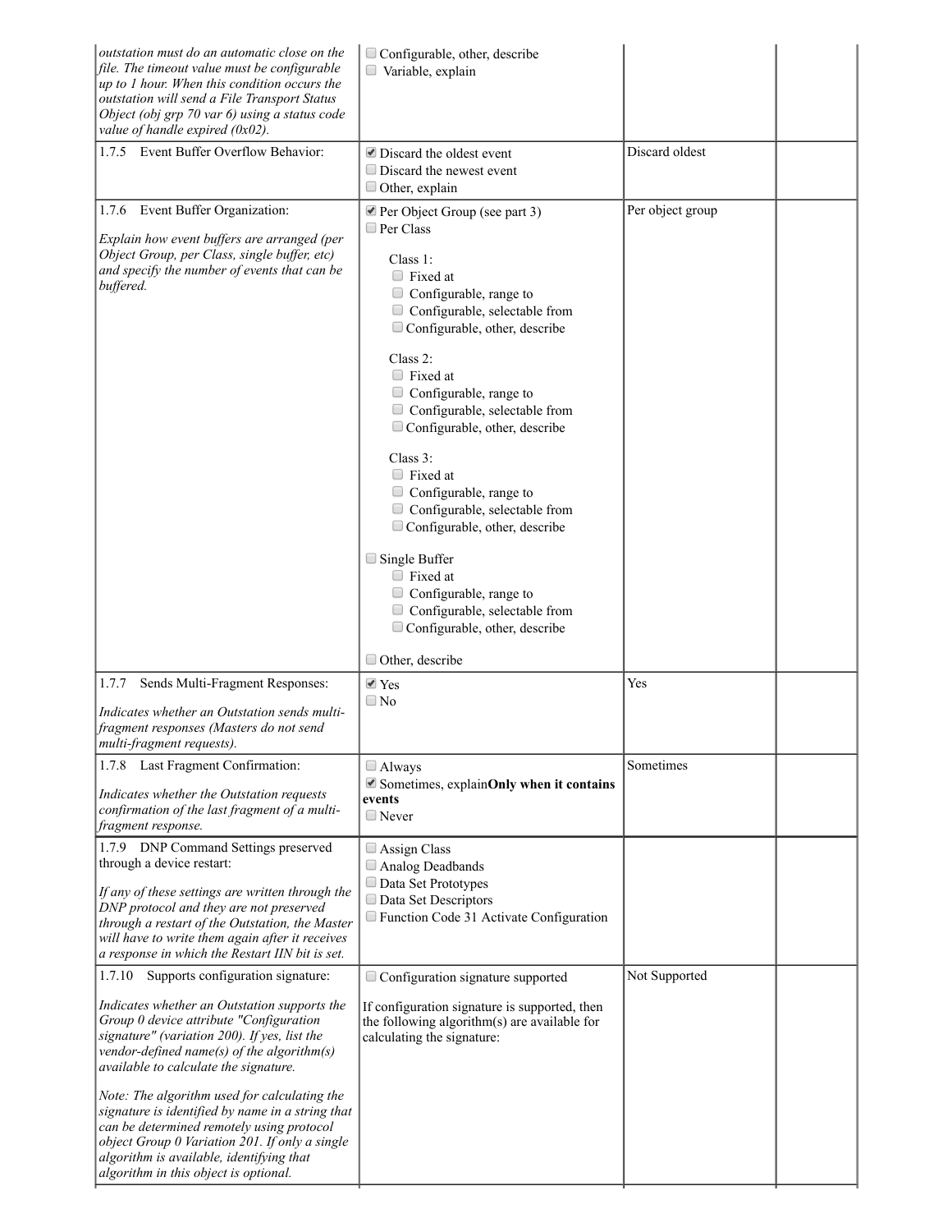| | | | |
|---|---|---|---|
| *outstation must do an automatic close on the file. The timeout value must be configurable up to 1 hour. When this condition occurs the outstation will send a File Transport Status Object (obj grp 70 var 6) using a status code value of handle expired (0x02).* | ☐ Configurable, other, describe<br>☐ Variable, explain | | |
| 1.7.5 Event Buffer Overflow Behavior: | ☑ Discard the oldest event<br>☐ Discard the newest event<br>☐ Other, explain | Discard oldest | |
| 1.7.6 Event Buffer Organization:<br><br>*Explain how event buffers are arranged (per Object Group, per Class, single buffer, etc) and specify the number of events that can be buffered.* | ☑ Per Object Group (see part 3)<br>☐ Per Class<br><br>Class 1:<br>☐ Fixed at<br>☐ Configurable, range to<br>☐ Configurable, selectable from<br>☐ Configurable, other, describe<br><br>Class 2:<br>☐ Fixed at<br>☐ Configurable, range to<br>☐ Configurable, selectable from<br>☐ Configurable, other, describe<br><br>Class 3:<br>☐ Fixed at<br>☐ Configurable, range to<br>☐ Configurable, selectable from<br>☐ Configurable, other, describe<br><br>☐ Single Buffer<br>☐ Fixed at<br>☐ Configurable, range to<br>☐ Configurable, selectable from<br>☐ Configurable, other, describe<br><br>☐ Other, describe | Per object group | |
| 1.7.7 Sends Multi-Fragment Responses:<br><br>*Indicates whether an Outstation sends multi-fragment responses (Masters do not send multi-fragment requests).* | ☑ Yes<br>☐ No | Yes | |
| 1.7.8 Last Fragment Confirmation:<br><br>*Indicates whether the Outstation requests confirmation of the last fragment of a multi-fragment response.* | ☐ Always<br>☑ Sometimes, explain**Only when it contains events**<br>☐ Never | Sometimes | |
| 1.7.9 DNP Command Settings preserved through a device restart:<br><br>*If any of these settings are written through the DNP protocol and they are not preserved through a restart of the Outstation, the Master will have to write them again after it receives a response in which the Restart IIN bit is set.* | ☐ Assign Class<br>☐ Analog Deadbands<br>☐ Data Set Prototypes<br>☐ Data Set Descriptors<br>☐ Function Code 31 Activate Configuration | | |
| 1.7.10 Supports configuration signature:<br><br>*Indicates whether an Outstation supports the Group 0 device attribute "Configuration signature" (variation 200). If yes, list the vendor-defined name(s) of the algorithm(s) available to calculate the signature.*<br><br>*Note: The algorithm used for calculating the signature is identified by name in a string that can be determined remotely using protocol object Group 0 Variation 201. If only a single algorithm is available, identifying that algorithm in this object is optional.* | ☐ Configuration signature supported<br><br>If configuration signature is supported, then the following algorithm(s) are available for calculating the signature: | Not Supported | |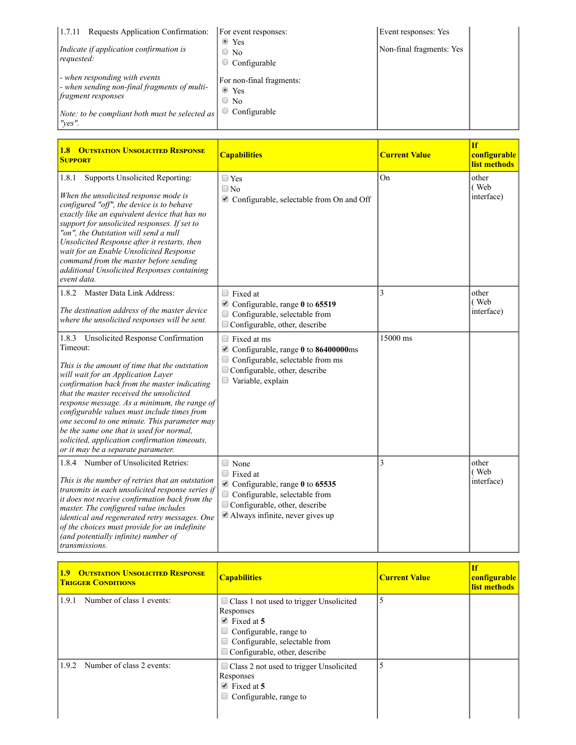| | | | |
|---|---|---|---|
| 1.7.11 Requests Application Confirmation:<br><br>*Indicate if application confirmation is requested:*<br><br>*- when responding with events*<br>*- when sending non-final fragments of multi-fragment responses*<br><br>*Note: to be compliant both must be selected as "yes".* | For event responses:<br>◉ Yes<br>○ No<br>○ Configurable<br><br>For non-final fragments:<br>◉ Yes<br>○ No<br>○ Configurable | Event responses: Yes<br><br>Non-final fragments: Yes | |

| **1.8 OUTSTATION UNSOLICITED RESPONSE SUPPORT** | **Capabilities** | **Current Value** | **If configurable list methods** |
|---|---|---|---|
| 1.8.1 Supports Unsolicited Reporting:<br><br>*When the unsolicited response mode is configured "off", the device is to behave exactly like an equivalent device that has no support for unsolicited responses. If set to "on", the Outstation will send a null Unsolicited Response after it restarts, then wait for an Enable Unsolicited Response command from the master before sending additional Unsolicited Responses containing event data.* | ☐ Yes<br>☐ No<br>☑ Configurable, selectable from On and Off | On | other ( Web interface) |
| 1.8.2 Master Data Link Address:<br><br>*The destination address of the master device where the unsolicited responses will be sent.* | ☐ Fixed at<br>☑ Configurable, range **0** to **65519**<br>☐ Configurable, selectable from<br>☐ Configurable, other, describe | 3 | other ( Web interface) |
| 1.8.3 Unsolicited Response Confirmation Timeout:<br><br>*This is the amount of time that the outstation will wait for an Application Layer confirmation back from the master indicating that the master received the unsolicited response message. As a minimum, the range of configurable values must include times from one second to one minute. This parameter may be the same one that is used for normal, solicited, application confirmation timeouts, or it may be a separate parameter.* | ☐ Fixed at ms<br>☑ Configurable, range **0** to **86400000**ms<br>☐ Configurable, selectable from ms<br>☐ Configurable, other, describe<br>☐ Variable, explain | 15000 ms | |
| 1.8.4 Number of Unsolicited Retries:<br><br>*This is the number of retries that an outstation transmits in each unsolicited response series if it does not receive confirmation back from the master. The configured value includes identical and regenerated retry messages. One of the choices must provide for an indefinite (and potentially infinite) number of transmissions.* | ☐ None<br>☐ Fixed at<br>☑ Configurable, range **0** to **65535**<br>☐ Configurable, selectable from<br>☐ Configurable, other, describe<br>☑ Always infinite, never gives up | 3 | other ( Web interface) |

| **1.9 OUTSTATION UNSOLICITED RESPONSE TRIGGER CONDITIONS** | **Capabilities** | **Current Value** | **If configurable list methods** |
|---|---|---|---|
| 1.9.1 Number of class 1 events: | ☐ Class 1 not used to trigger Unsolicited Responses<br>☑ Fixed at **5**<br>☐ Configurable, range to<br>☐ Configurable, selectable from<br>☐ Configurable, other, describe | 5 | |
| 1.9.2 Number of class 2 events: | ☐ Class 2 not used to trigger Unsolicited Responses<br>☑ Fixed at **5**<br>☐ Configurable, range to | 5 | |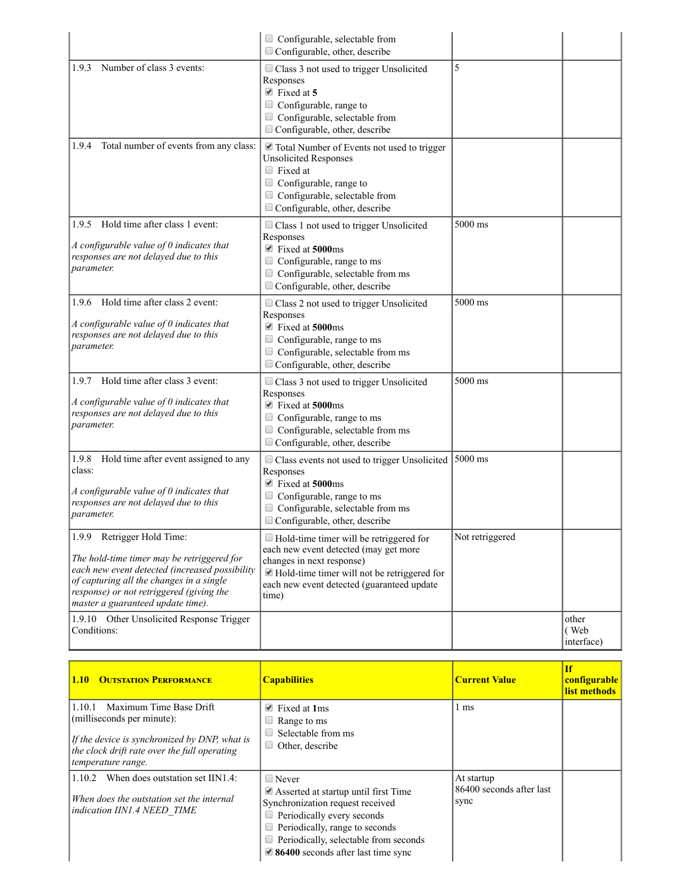| | | | |
|---|---|---|---|
| | ☐ Configurable, selectable from<br>☐ Configurable, other, describe | | |
| 1.9.3 Number of class 3 events: | ☐ Class 3 not used to trigger Unsolicited Responses<br>☑ Fixed at **5**<br>☐ Configurable, range to<br>☐ Configurable, selectable from<br>☐ Configurable, other, describe | 5 | |
| 1.9.4 Total number of events from any class: | ☑ Total Number of Events not used to trigger Unsolicited Responses<br>☐ Fixed at<br>☐ Configurable, range to<br>☐ Configurable, selectable from<br>☐ Configurable, other, describe | | |
| 1.9.5 Hold time after class 1 event:<br><br>*A configurable value of 0 indicates that responses are not delayed due to this parameter.* | ☐ Class 1 not used to trigger Unsolicited Responses<br>☑ Fixed at **5000**ms<br>☐ Configurable, range to ms<br>☐ Configurable, selectable from ms<br>☐ Configurable, other, describe | 5000 ms | |
| 1.9.6 Hold time after class 2 event:<br><br>*A configurable value of 0 indicates that responses are not delayed due to this parameter.* | ☐ Class 2 not used to trigger Unsolicited Responses<br>☑ Fixed at **5000**ms<br>☐ Configurable, range to ms<br>☐ Configurable, selectable from ms<br>☐ Configurable, other, describe | 5000 ms | |
| 1.9.7 Hold time after class 3 event:<br><br>*A configurable value of 0 indicates that responses are not delayed due to this parameter.* | ☐ Class 3 not used to trigger Unsolicited Responses<br>☑ Fixed at **5000**ms<br>☐ Configurable, range to ms<br>☐ Configurable, selectable from ms<br>☐ Configurable, other, describe | 5000 ms | |
| 1.9.8 Hold time after event assigned to any class:<br><br>*A configurable value of 0 indicates that responses are not delayed due to this parameter.* | ☐ Class events not used to trigger Unsolicited Responses<br>☑ Fixed at **5000**ms<br>☐ Configurable, range to ms<br>☐ Configurable, selectable from ms<br>☐ Configurable, other, describe | 5000 ms | |
| 1.9.9 Retrigger Hold Time:<br><br>*The hold-time timer may be retriggered for each new event detected (increased possibility of capturing all the changes in a single response) or not retriggered (giving the master a guaranteed update time).* | ☐ Hold-time timer will be retriggered for each new event detected (may get more changes in next response)<br>☑ Hold-time timer will not be retriggered for each new event detected (guaranteed update time) | Not retriggered | |
| 1.9.10 Other Unsolicited Response Trigger Conditions: | | | other ( Web interface) |

| **1.10 Outstation Performance** | **Capabilities** | **Current Value** | **If configurable list methods** |
|---|---|---|---|
| 1.10.1 Maximum Time Base Drift (milliseconds per minute):<br><br>*If the device is synchronized by DNP, what is the clock drift rate over the full operating temperature range.* | ☑ Fixed at **1**ms<br>☐ Range to ms<br>☐ Selectable from ms<br>☐ Other, describe | 1 ms | |
| 1.10.2 When does outstation set IIN1.4:<br><br>*When does the outstation set the internal indication IIN1.4 NEED_TIME* | ☐ Never<br>☑ Asserted at startup until first Time Synchronization request received<br>☐ Periodically every seconds<br>☐ Periodically, range to seconds<br>☐ Periodically, selectable from seconds<br>☑ **86400** seconds after last time sync | At startup<br>86400 seconds after last sync | |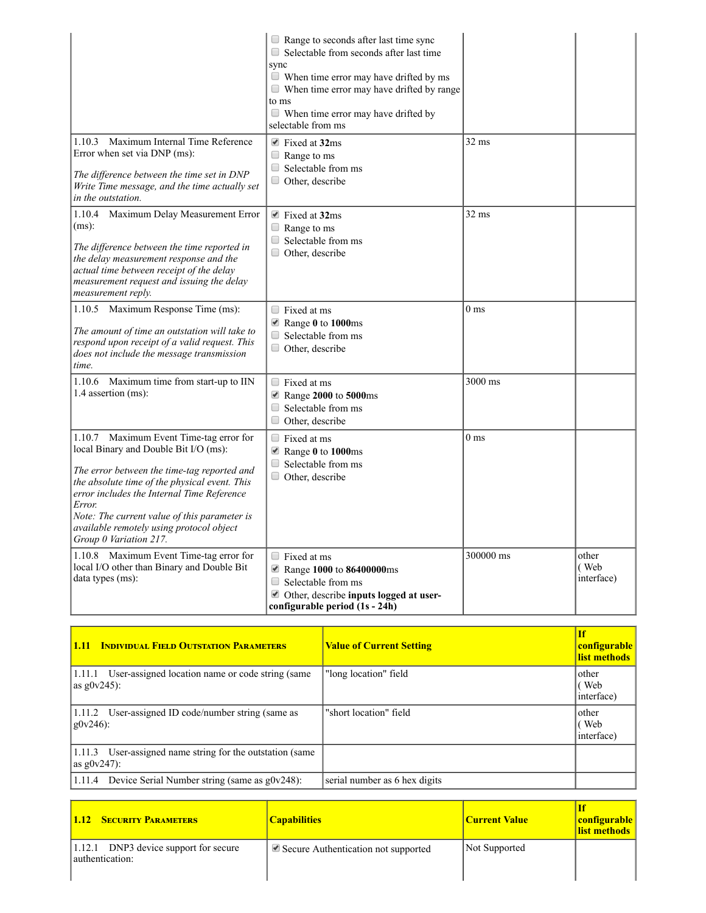| | | | |
|---|---|---|---|
| | ☐ Range to seconds after last time sync<br>☐ Selectable from seconds after last time sync<br>☐ When time error may have drifted by ms<br>☐ When time error may have drifted by range to ms<br>☐ When time error may have drifted by selectable from ms | | |
| 1.10.3 Maximum Internal Time Reference Error when set via DNP (ms):<br><br>*The difference between the time set in DNP Write Time message, and the time actually set in the outstation.* | ☑ Fixed at **32**ms<br>☐ Range to ms<br>☐ Selectable from ms<br>☐ Other, describe | 32 ms | |
| 1.10.4 Maximum Delay Measurement Error (ms):<br><br>*The difference between the time reported in the delay measurement response and the actual time between receipt of the delay measurement request and issuing the delay measurement reply.* | ☑ Fixed at **32**ms<br>☐ Range to ms<br>☐ Selectable from ms<br>☐ Other, describe | 32 ms | |
| 1.10.5 Maximum Response Time (ms):<br><br>*The amount of time an outstation will take to respond upon receipt of a valid request. This does not include the message transmission time.* | ☐ Fixed at ms<br>☑ Range **0** to **1000**ms<br>☐ Selectable from ms<br>☐ Other, describe | 0 ms | |
| 1.10.6 Maximum time from start-up to IIN 1.4 assertion (ms): | ☐ Fixed at ms<br>☑ Range **2000** to **5000**ms<br>☐ Selectable from ms<br>☐ Other, describe | 3000 ms | |
| 1.10.7 Maximum Event Time-tag error for local Binary and Double Bit I/O (ms):<br><br>*The error between the time-tag reported and the absolute time of the physical event. This error includes the Internal Time Reference Error.*<br>*Note: The current value of this parameter is available remotely using protocol object Group 0 Variation 217.* | ☐ Fixed at ms<br>☑ Range **0** to **1000**ms<br>☐ Selectable from ms<br>☐ Other, describe | 0 ms | |
| 1.10.8 Maximum Event Time-tag error for local I/O other than Binary and Double Bit data types (ms): | ☐ Fixed at ms<br>☑ Range **1000** to **86400000**ms<br>☐ Selectable from ms<br>☑ Other, describe **inputs logged at user-configurable period (1s - 24h)** | 300000 ms | other ( Web interface) |

| **1.11 Individual Field Outstation Parameters** | **Value of Current Setting** | **If configurable list methods** |
|---|---|---|
| 1.11.1 User-assigned location name or code string (same as g0v245): | "long location" field | other ( Web interface) |
| 1.11.2 User-assigned ID code/number string (same as g0v246): | "short location" field | other ( Web interface) |
| 1.11.3 User-assigned name string for the outstation (same as g0v247): | | |
| 1.11.4 Device Serial Number string (same as g0v248): | serial number as 6 hex digits | |

| **1.12 Security Parameters** | **Capabilities** | **Current Value** | **If configurable list methods** |
|---|---|---|---|
| 1.12.1 DNP3 device support for secure authentication: | ☑ Secure Authentication not supported | Not Supported | |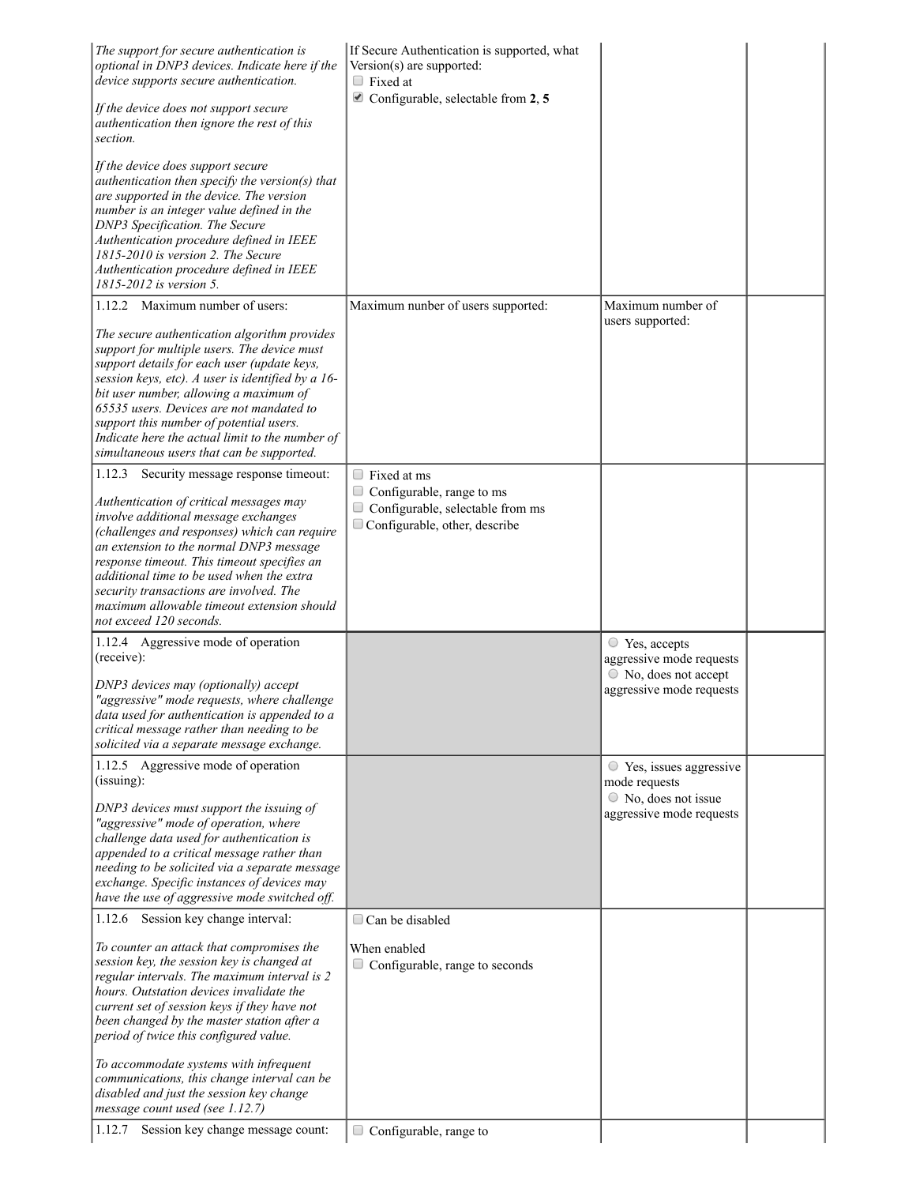| | | | |
|---|---|---|---|
| *The support for secure authentication is optional in DNP3 devices. Indicate here if the device supports secure authentication.*<br><br>*If the device does not support secure authentication then ignore the rest of this section.*<br><br>*If the device does support secure authentication then specify the version(s) that are supported in the device. The version number is an integer value defined in the DNP3 Specification. The Secure Authentication procedure defined in IEEE 1815-2010 is version 2. The Secure Authentication procedure defined in IEEE 1815-2012 is version 5.* | If Secure Authentication is supported, what Version(s) are supported:<br>☐ Fixed at<br>☑ Configurable, selectable from **2**, **5** | | |
| 1.12.2 Maximum number of users:<br><br>*The secure authentication algorithm provides support for multiple users. The device must support details for each user (update keys, session keys, etc). A user is identified by a 16-bit user number, allowing a maximum of 65535 users. Devices are not mandated to support this number of potential users. Indicate here the actual limit to the number of simultaneous users that can be supported.* | Maximum nunber of users supported: | Maximum number of users supported: | |
| 1.12.3 Security message response timeout:<br><br>*Authentication of critical messages may involve additional message exchanges (challenges and responses) which can require an extension to the normal DNP3 message response timeout. This timeout specifies an additional time to be used when the extra security transactions are involved. The maximum allowable timeout extension should not exceed 120 seconds.* | ☐ Fixed at ms<br>☐ Configurable, range to ms<br>☐ Configurable, selectable from ms<br>☐ Configurable, other, describe | | |
| 1.12.4 Aggressive mode of operation (receive):<br><br>*DNP3 devices may (optionally) accept "aggressive" mode requests, where challenge data used for authentication is appended to a critical message rather than needing to be solicited via a separate message exchange.* | | ○ Yes, accepts aggressive mode requests<br>○ No, does not accept aggressive mode requests | |
| 1.12.5 Aggressive mode of operation (issuing):<br><br>*DNP3 devices must support the issuing of "aggressive" mode of operation, where challenge data used for authentication is appended to a critical message rather than needing to be solicited via a separate message exchange. Specific instances of devices may have the use of aggressive mode switched off.* | | ○ Yes, issues aggressive mode requests<br>○ No, does not issue aggressive mode requests | |
| 1.12.6 Session key change interval:<br><br>*To counter an attack that compromises the session key, the session key is changed at regular intervals. The maximum interval is 2 hours. Outstation devices invalidate the current set of session keys if they have not been changed by the master station after a period of twice this configured value.*<br><br>*To accommodate systems with infrequent communications, this change interval can be disabled and just the session key change message count used (see 1.12.7)* | ☐ Can be disabled<br><br>When enabled<br>☐ Configurable, range to seconds | | |
| 1.12.7 Session key change message count: | ☐ Configurable, range to | | |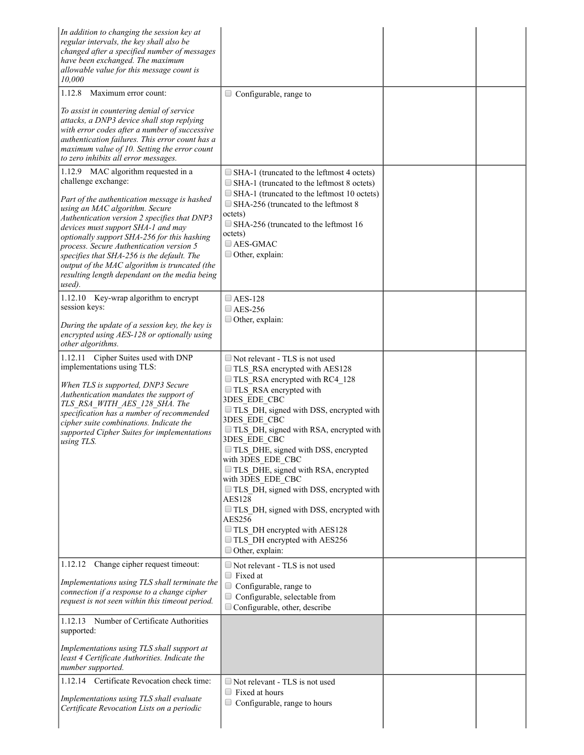| | | | |
|---|---|---|---|
| *In addition to changing the session key at regular intervals, the key shall also be changed after a specified number of messages have been exchanged. The maximum allowable value for this message count is 10,000* | | | |
| 1.12.8 Maximum error count:<br><br>*To assist in countering denial of service attacks, a DNP3 device shall stop replying with error codes after a number of successive authentication failures. This error count has a maximum value of 10. Setting the error count to zero inhibits all error messages.* | ☐ Configurable, range to | | |
| 1.12.9 MAC algorithm requested in a challenge exchange:<br><br>*Part of the authentication message is hashed using an MAC algorithm. Secure Authentication version 2 specifies that DNP3 devices must support SHA-1 and may optionally support SHA-256 for this hashing process. Secure Authentication version 5 specifies that SHA-256 is the default. The output of the MAC algorithm is truncated (the resulting length dependant on the media being used).* | ☐ SHA-1 (truncated to the leftmost 4 octets)<br>☐ SHA-1 (truncated to the leftmost 8 octets)<br>☐ SHA-1 (truncated to the leftmost 10 octets)<br>☐ SHA-256 (truncated to the leftmost 8 octets)<br>☐ SHA-256 (truncated to the leftmost 16 octets)<br>☐ AES-GMAC<br>☐ Other, explain: | | |
| 1.12.10 Key-wrap algorithm to encrypt session keys:<br><br>*During the update of a session key, the key is encrypted using AES-128 or optionally using other algorithms.* | ☐ AES-128<br>☐ AES-256<br>☐ Other, explain: | | |
| 1.12.11 Cipher Suites used with DNP implementations using TLS:<br><br>*When TLS is supported, DNP3 Secure Authentication mandates the support of TLS_RSA_WITH_AES_128_SHA. The specification has a number of recommended cipher suite combinations. Indicate the supported Cipher Suites for implementations using TLS.* | ☐ Not relevant - TLS is not used<br>☐ TLS_RSA encrypted with AES128<br>☐ TLS_RSA encrypted with RC4_128<br>☐ TLS_RSA encrypted with 3DES_EDE_CBC<br>☐ TLS_DH, signed with DSS, encrypted with 3DES_EDE_CBC<br>☐ TLS_DH, signed with RSA, encrypted with 3DES_EDE_CBC<br>☐ TLS_DHE, signed with DSS, encrypted with 3DES_EDE_CBC<br>☐ TLS_DHE, signed with RSA, encrypted with 3DES_EDE_CBC<br>☐ TLS_DH, signed with DSS, encrypted with AES128<br>☐ TLS_DH, signed with DSS, encrypted with AES256<br>☐ TLS_DH encrypted with AES128<br>☐ TLS_DH encrypted with AES256<br>☐ Other, explain: | | |
| 1.12.12 Change cipher request timeout:<br><br>*Implementations using TLS shall terminate the connection if a response to a change cipher request is not seen within this timeout period.* | ☐ Not relevant - TLS is not used<br>☐ Fixed at<br>☐ Configurable, range to<br>☐ Configurable, selectable from<br>☐ Configurable, other, describe | | |
| 1.12.13 Number of Certificate Authorities supported:<br><br>*Implementations using TLS shall support at least 4 Certificate Authorities. Indicate the number supported.* | | | |
| 1.12.14 Certificate Revocation check time:<br><br>*Implementations using TLS shall evaluate Certificate Revocation Lists on a periodic* | ☐ Not relevant - TLS is not used<br>☐ Fixed at hours<br>☐ Configurable, range to hours | | |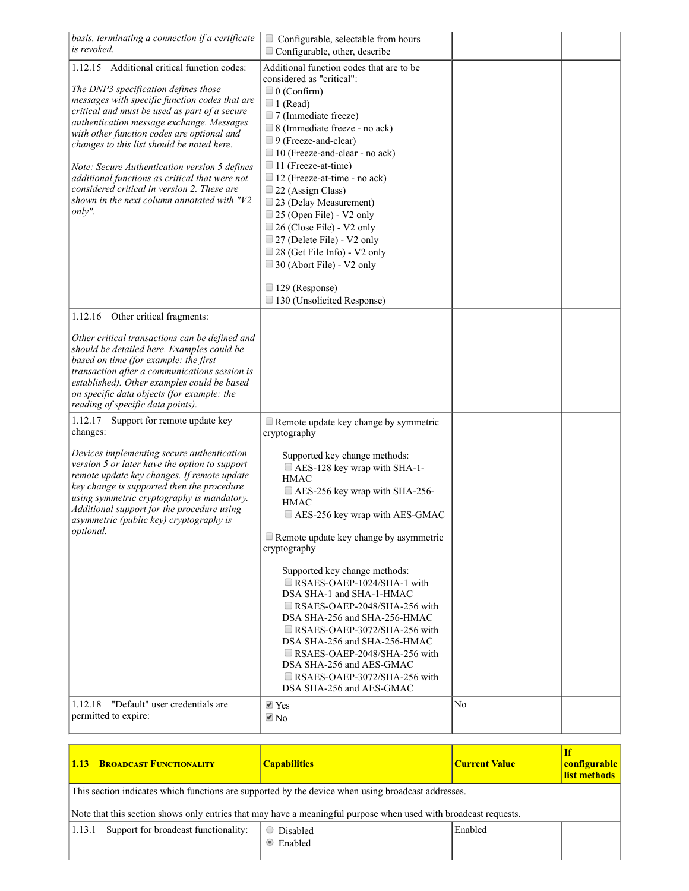| | | | |
|---|---|---|---|
| *basis, terminating a connection if a certificate is revoked.* | ☐ Configurable, selectable from hours<br>☐ Configurable, other, describe | | |
| 1.12.15 Additional critical function codes:<br><br>*The DNP3 specification defines those messages with specific function codes that are critical and must be used as part of a secure authentication message exchange. Messages with other function codes are optional and changes to this list should be noted here.*<br><br>*Note: Secure Authentication version 5 defines additional functions as critical that were not considered critical in version 2. These are shown in the next column annotated with "V2 only".* | Additional function codes that are to be considered as "critical":<br>☐ 0 (Confirm)<br>☐ 1 (Read)<br>☐ 7 (Immediate freeze)<br>☐ 8 (Immediate freeze - no ack)<br>☐ 9 (Freeze-and-clear)<br>☐ 10 (Freeze-and-clear - no ack)<br>☐ 11 (Freeze-at-time)<br>☐ 12 (Freeze-at-time - no ack)<br>☐ 22 (Assign Class)<br>☐ 23 (Delay Measurement)<br>☐ 25 (Open File) - V2 only<br>☐ 26 (Close File) - V2 only<br>☐ 27 (Delete File) - V2 only<br>☐ 28 (Get File Info) - V2 only<br>☐ 30 (Abort File) - V2 only<br><br>☐ 129 (Response)<br>☐ 130 (Unsolicited Response) | | |
| 1.12.16 Other critical fragments:<br><br>*Other critical transactions can be defined and should be detailed here. Examples could be based on time (for example: the first transaction after a communications session is established). Other examples could be based on specific data objects (for example: the reading of specific data points).* | | | |
| 1.12.17 Support for remote update key changes:<br><br>*Devices implementing secure authentication version 5 or later have the option to support remote update key changes. If remote update key change is supported then the procedure using symmetric cryptography is mandatory. Additional support for the procedure using asymmetric (public key) cryptography is optional.* | ☐ Remote update key change by symmetric cryptography<br><br>Supported key change methods:<br>☐ AES-128 key wrap with SHA-1-HMAC<br>☐ AES-256 key wrap with SHA-256-HMAC<br>☐ AES-256 key wrap with AES-GMAC<br><br>☐ Remote update key change by asymmetric cryptography<br><br>Supported key change methods:<br>☐ RSAES-OAEP-1024/SHA-1 with DSA SHA-1 and SHA-1-HMAC<br>☐ RSAES-OAEP-2048/SHA-256 with DSA SHA-256 and SHA-256-HMAC<br>☐ RSAES-OAEP-3072/SHA-256 with DSA SHA-256 and SHA-256-HMAC<br>☐ RSAES-OAEP-2048/SHA-256 with DSA SHA-256 and AES-GMAC<br>☐ RSAES-OAEP-3072/SHA-256 with DSA SHA-256 and AES-GMAC | | |
| 1.12.18 "Default" user credentials are permitted to expire: | ☑ Yes<br>☑ No | No | |

| **1.13 Broadcast Functionality** | **Capabilities** | **Current Value** | **If configurable list methods** |
|---|---|---|---|
| This section indicates which functions are supported by the device when using broadcast addresses.<br><br>Note that this section shows only entries that may have a meaningful purpose when used with broadcast requests. | | | |
| 1.13.1 Support for broadcast functionality: | ○ Disabled<br>◉ Enabled | Enabled | |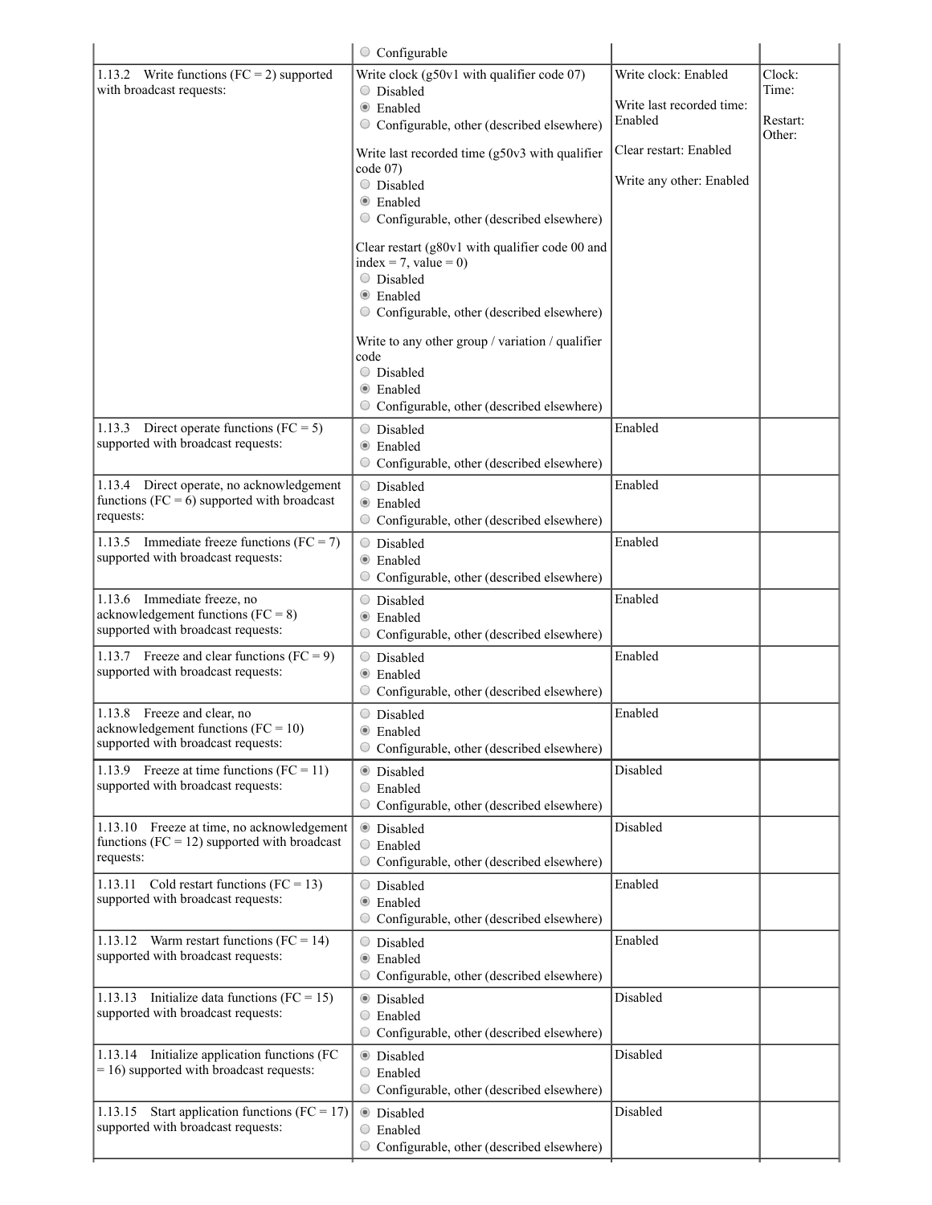| | | | |
|---|---|---|---|
| | ○ Configurable | | |
| 1.13.2 Write functions (FC = 2) supported with broadcast requests: | Write clock (g50v1 with qualifier code 07)<br>○ Disabled<br>◉ Enabled<br>○ Configurable, other (described elsewhere)<br><br>Write last recorded time (g50v3 with qualifier code 07)<br>○ Disabled<br>◉ Enabled<br>○ Configurable, other (described elsewhere)<br><br>Clear restart (g80v1 with qualifier code 00 and index = 7, value = 0)<br>○ Disabled<br>◉ Enabled<br>○ Configurable, other (described elsewhere)<br><br>Write to any other group / variation / qualifier code<br>○ Disabled<br>◉ Enabled<br>○ Configurable, other (described elsewhere) | Write clock: Enabled<br><br>Write last recorded time: Enabled<br><br>Clear restart: Enabled<br><br>Write any other: Enabled | Clock:<br>Time:<br><br>Restart:<br>Other: |
| 1.13.3 Direct operate functions (FC = 5) supported with broadcast requests: | ○ Disabled<br>◉ Enabled<br>○ Configurable, other (described elsewhere) | Enabled | |
| 1.13.4 Direct operate, no acknowledgement functions (FC = 6) supported with broadcast requests: | ○ Disabled<br>◉ Enabled<br>○ Configurable, other (described elsewhere) | Enabled | |
| 1.13.5 Immediate freeze functions (FC = 7) supported with broadcast requests: | ○ Disabled<br>◉ Enabled<br>○ Configurable, other (described elsewhere) | Enabled | |
| 1.13.6 Immediate freeze, no acknowledgement functions (FC = 8) supported with broadcast requests: | ○ Disabled<br>◉ Enabled<br>○ Configurable, other (described elsewhere) | Enabled | |
| 1.13.7 Freeze and clear functions (FC = 9) supported with broadcast requests: | ○ Disabled<br>◉ Enabled<br>○ Configurable, other (described elsewhere) | Enabled | |
| 1.13.8 Freeze and clear, no acknowledgement functions (FC = 10) supported with broadcast requests: | ○ Disabled<br>◉ Enabled<br>○ Configurable, other (described elsewhere) | Enabled | |
| 1.13.9 Freeze at time functions (FC = 11) supported with broadcast requests: | ◉ Disabled<br>○ Enabled<br>○ Configurable, other (described elsewhere) | Disabled | |
| 1.13.10 Freeze at time, no acknowledgement functions (FC = 12) supported with broadcast requests: | ◉ Disabled<br>○ Enabled<br>○ Configurable, other (described elsewhere) | Disabled | |
| 1.13.11 Cold restart functions (FC = 13) supported with broadcast requests: | ○ Disabled<br>◉ Enabled<br>○ Configurable, other (described elsewhere) | Enabled | |
| 1.13.12 Warm restart functions (FC = 14) supported with broadcast requests: | ○ Disabled<br>◉ Enabled<br>○ Configurable, other (described elsewhere) | Enabled | |
| 1.13.13 Initialize data functions (FC = 15) supported with broadcast requests: | ◉ Disabled<br>○ Enabled<br>○ Configurable, other (described elsewhere) | Disabled | |
| 1.13.14 Initialize application functions (FC = 16) supported with broadcast requests: | ◉ Disabled<br>○ Enabled<br>○ Configurable, other (described elsewhere) | Disabled | |
| 1.13.15 Start application functions (FC = 17) supported with broadcast requests: | ◉ Disabled<br>○ Enabled<br>○ Configurable, other (described elsewhere) | Disabled | |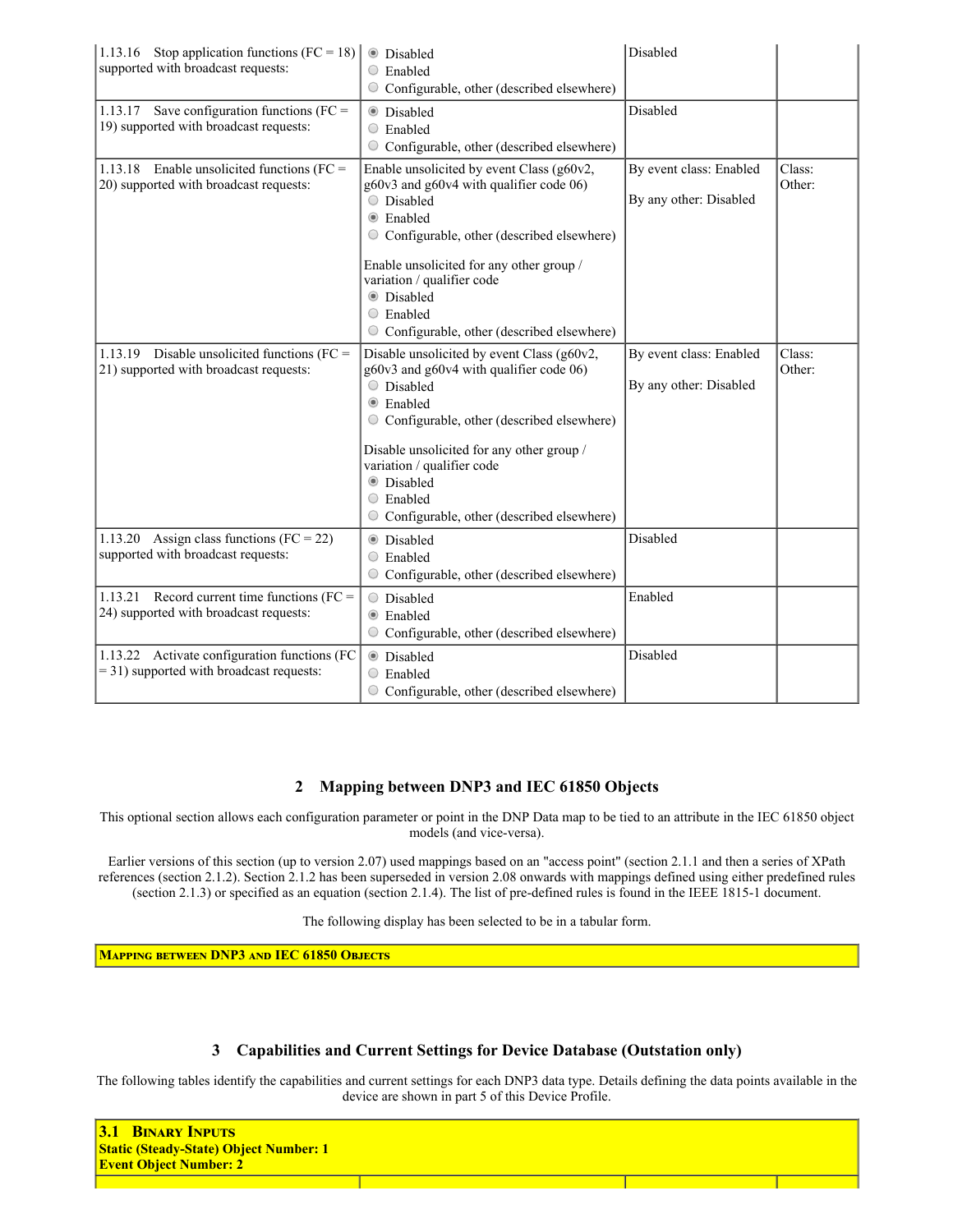| | | | |
|---|---|---|---|
| 1.13.16 Stop application functions (FC = 18) supported with broadcast requests: | ◉ Disabled<br>○ Enabled<br>○ Configurable, other (described elsewhere) | Disabled | |
| 1.13.17 Save configuration functions (FC = 19) supported with broadcast requests: | ◉ Disabled<br>○ Enabled<br>○ Configurable, other (described elsewhere) | Disabled | |
| 1.13.18 Enable unsolicited functions (FC = 20) supported with broadcast requests: | Enable unsolicited by event Class (g60v2, g60v3 and g60v4 with qualifier code 06)<br>○ Disabled<br>◉ Enabled<br>○ Configurable, other (described elsewhere)<br><br>Enable unsolicited for any other group / variation / qualifier code<br>◉ Disabled<br>○ Enabled<br>○ Configurable, other (described elsewhere) | By event class: Enabled<br><br>By any other: Disabled | Class:<br>Other: |
| 1.13.19 Disable unsolicited functions (FC = 21) supported with broadcast requests: | Disable unsolicited by event Class (g60v2, g60v3 and g60v4 with qualifier code 06)<br>○ Disabled<br>◉ Enabled<br>○ Configurable, other (described elsewhere)<br><br>Disable unsolicited for any other group / variation / qualifier code<br>◉ Disabled<br>○ Enabled<br>○ Configurable, other (described elsewhere) | By event class: Enabled<br><br>By any other: Disabled | Class:<br>Other: |
| 1.13.20 Assign class functions (FC = 22) supported with broadcast requests: | ◉ Disabled<br>○ Enabled<br>○ Configurable, other (described elsewhere) | Disabled | |
| 1.13.21 Record current time functions (FC = 24) supported with broadcast requests: | ○ Disabled<br>◉ Enabled<br>○ Configurable, other (described elsewhere) | Enabled | |
| 1.13.22 Activate configuration functions (FC = 31) supported with broadcast requests: | ◉ Disabled<br>○ Enabled<br>○ Configurable, other (described elsewhere) | Disabled | |

## 2 Mapping between DNP3 and IEC 61850 Objects

This optional section allows each configuration parameter or point in the DNP Data map to be tied to an attribute in the IEC 61850 object models (and vice-versa).

Earlier versions of this section (up to version 2.07) used mappings based on an "access point" (section 2.1.1 and then a series of XPath references (section 2.1.2). Section 2.1.2 has been superseded in version 2.08 onwards with mappings defined using either predefined rules (section 2.1.3) or specified as an equation (section 2.1.4). The list of pre-defined rules is found in the IEEE 1815-1 document.

The following display has been selected to be in a tabular form.

| **Mapping between DNP3 and IEC 61850 Objects** |
|---|

## 3 Capabilities and Current Settings for Device Database (Outstation only)

The following tables identify the capabilities and current settings for each DNP3 data type. Details defining the data points available in the device are shown in part 5 of this Device Profile.

| **3.1 Binary Inputs**<br>**Static (Steady-State) Object Number: 1**<br>**Event Object Number: 2** | | | |
|---|---|---|---|
| | | | |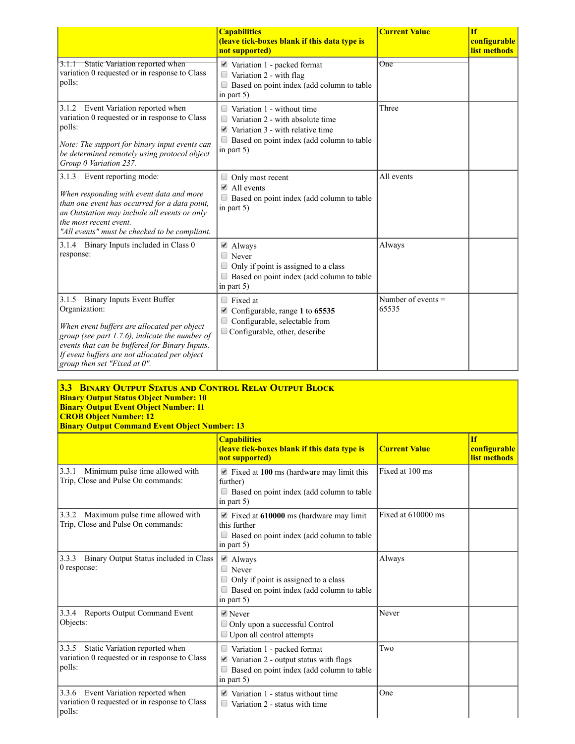| | Capabilities (leave tick-boxes blank if this data type is not supported) | Current Value | If configurable list methods |
|---|---|---|---|
| 3.1.1 Static Variation reported when variation 0 requested or in response to Class polls: | ☑ Variation 1 - packed format<br>☐ Variation 2 - with flag<br>☐ Based on point index (add column to table in part 5) | One | |
| 3.1.2 Event Variation reported when variation 0 requested or in response to Class polls:<br><br>*Note: The support for binary input events can be determined remotely using protocol object Group 0 Variation 237.* | ☐ Variation 1 - without time<br>☐ Variation 2 - with absolute time<br>☑ Variation 3 - with relative time<br>☐ Based on point index (add column to table in part 5) | Three | |
| 3.1.3 Event reporting mode:<br><br>*When responding with event data and more than one event has occurred for a data point, an Outstation may include all events or only the most recent event.*<br>*"All events" must be checked to be compliant.* | ☐ Only most recent<br>☑ All events<br>☐ Based on point index (add column to table in part 5) | All events | |
| 3.1.4 Binary Inputs included in Class 0 response: | ☑ Always<br>☐ Never<br>☐ Only if point is assigned to a class<br>☐ Based on point index (add column to table in part 5) | Always | |
| 3.1.5 Binary Inputs Event Buffer Organization:<br><br>*When event buffers are allocated per object group (see part 1.7.6), indicate the number of events that can be buffered for Binary Inputs. If event buffers are not allocated per object group then set "Fixed at 0".* | ☐ Fixed at<br>☑ Configurable, range **1** to **65535**<br>☐ Configurable, selectable from<br>☐ Configurable, other, describe | Number of events = 65535 | |

## 3.3 Binary Output Status and Control Relay Output Block

**Binary Output Status Object Number: 10**
**Binary Output Event Object Number: 11**
**CROB Object Number: 12**
**Binary Output Command Event Object Number: 13**

| | Capabilities (leave tick-boxes blank if this data type is not supported) | Current Value | If configurable list methods |
|---|---|---|---|
| 3.3.1 Minimum pulse time allowed with Trip, Close and Pulse On commands: | ☑ Fixed at **100** ms (hardware may limit this further)<br>☐ Based on point index (add column to table in part 5) | Fixed at 100 ms | |
| 3.3.2 Maximum pulse time allowed with Trip, Close and Pulse On commands: | ☑ Fixed at **610000** ms (hardware may limit this further<br>☐ Based on point index (add column to table in part 5) | Fixed at 610000 ms | |
| 3.3.3 Binary Output Status included in Class 0 response: | ☑ Always<br>☐ Never<br>☐ Only if point is assigned to a class<br>☐ Based on point index (add column to table in part 5) | Always | |
| 3.3.4 Reports Output Command Event Objects: | ☑ Never<br>☐ Only upon a successful Control<br>☐ Upon all control attempts | Never | |
| 3.3.5 Static Variation reported when variation 0 requested or in response to Class polls: | ☐ Variation 1 - packed format<br>☑ Variation 2 - output status with flags<br>☐ Based on point index (add column to table in part 5) | Two | |
| 3.3.6 Event Variation reported when variation 0 requested or in response to Class polls: | ☑ Variation 1 - status without time<br>☐ Variation 2 - status with time | One | |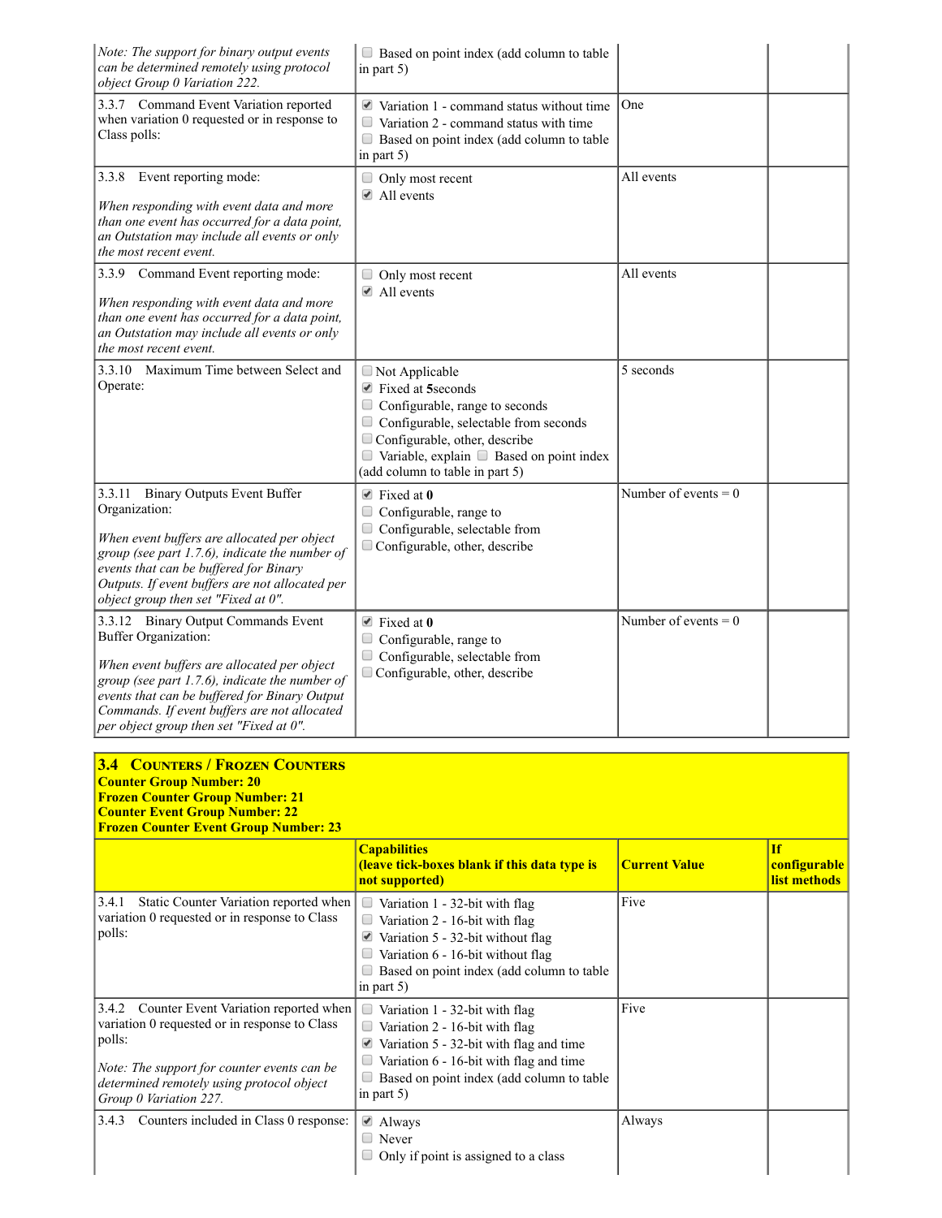| | | | |
|---|---|---|---|
| *Note: The support for binary output events can be determined remotely using protocol object Group 0 Variation 222.* | ☐ Based on point index (add column to table in part 5) | | |
| 3.3.7 Command Event Variation reported when variation 0 requested or in response to Class polls: | ☑ Variation 1 - command status without time<br>☐ Variation 2 - command status with time<br>☐ Based on point index (add column to table in part 5) | One | |
| 3.3.8 Event reporting mode:<br><br>*When responding with event data and more than one event has occurred for a data point, an Outstation may include all events or only the most recent event.* | ☐ Only most recent<br>☑ All events | All events | |
| 3.3.9 Command Event reporting mode:<br><br>*When responding with event data and more than one event has occurred for a data point, an Outstation may include all events or only the most recent event.* | ☐ Only most recent<br>☑ All events | All events | |
| 3.3.10 Maximum Time between Select and Operate: | ☐ Not Applicable<br>☑ Fixed at **5**seconds<br>☐ Configurable, range to seconds<br>☐ Configurable, selectable from seconds<br>☐ Configurable, other, describe<br>☐ Variable, explain ☐ Based on point index (add column to table in part 5) | 5 seconds | |
| 3.3.11 Binary Outputs Event Buffer Organization:<br><br>*When event buffers are allocated per object group (see part 1.7.6), indicate the number of events that can be buffered for Binary Outputs. If event buffers are not allocated per object group then set "Fixed at 0".* | ☑ Fixed at **0**<br>☐ Configurable, range to<br>☐ Configurable, selectable from<br>☐ Configurable, other, describe | Number of events = 0 | |
| 3.3.12 Binary Output Commands Event Buffer Organization:<br><br>*When event buffers are allocated per object group (see part 1.7.6), indicate the number of events that can be buffered for Binary Output Commands. If event buffers are not allocated per object group then set "Fixed at 0".* | ☑ Fixed at **0**<br>☐ Configurable, range to<br>☐ Configurable, selectable from<br>☐ Configurable, other, describe | Number of events = 0 | |

## 3.4 Counters / Frozen Counters

**Counter Group Number: 20**
**Frozen Counter Group Number: 21**
**Counter Event Group Number: 22**
**Frozen Counter Event Group Number: 23**

| | **Capabilities (leave tick-boxes blank if this data type is not supported)** | **Current Value** | **If configurable list methods** |
|---|---|---|---|
| 3.4.1 Static Counter Variation reported when variation 0 requested or in response to Class polls: | ☐ Variation 1 - 32-bit with flag<br>☐ Variation 2 - 16-bit with flag<br>☑ Variation 5 - 32-bit without flag<br>☐ Variation 6 - 16-bit without flag<br>☐ Based on point index (add column to table in part 5) | Five | |
| 3.4.2 Counter Event Variation reported when variation 0 requested or in response to Class polls:<br><br>*Note: The support for counter events can be determined remotely using protocol object Group 0 Variation 227.* | ☐ Variation 1 - 32-bit with flag<br>☐ Variation 2 - 16-bit with flag<br>☑ Variation 5 - 32-bit with flag and time<br>☐ Variation 6 - 16-bit with flag and time<br>☐ Based on point index (add column to table in part 5) | Five | |
| 3.4.3 Counters included in Class 0 response: | ☑ Always<br>☐ Never<br>☐ Only if point is assigned to a class | Always | |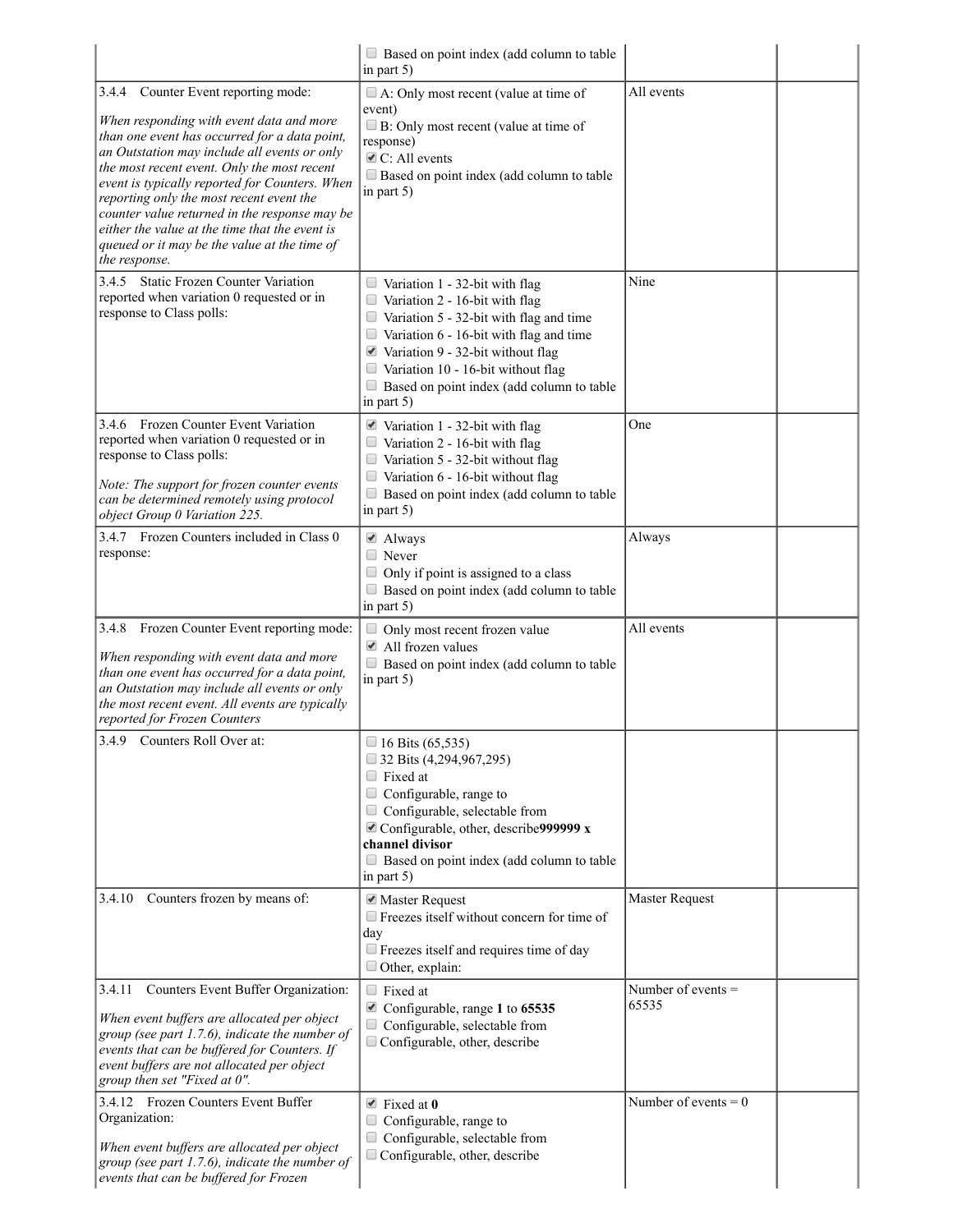| | | | |
|---|---|---|---|
| | ☐ Based on point index (add column to table in part 5) | | |
| 3.4.4 Counter Event reporting mode:<br><br>*When responding with event data and more than one event has occurred for a data point, an Outstation may include all events or only the most recent event. Only the most recent event is typically reported for Counters. When reporting only the most recent event the counter value returned in the response may be either the value at the time that the event is queued or it may be the value at the time of the response.* | ☐ A: Only most recent (value at time of event)<br>☐ B: Only most recent (value at time of response)<br>☑ C: All events<br>☐ Based on point index (add column to table in part 5) | All events | |
| 3.4.5 Static Frozen Counter Variation reported when variation 0 requested or in response to Class polls: | ☐ Variation 1 - 32-bit with flag<br>☐ Variation 2 - 16-bit with flag<br>☐ Variation 5 - 32-bit with flag and time<br>☐ Variation 6 - 16-bit with flag and time<br>☑ Variation 9 - 32-bit without flag<br>☐ Variation 10 - 16-bit without flag<br>☐ Based on point index (add column to table in part 5) | Nine | |
| 3.4.6 Frozen Counter Event Variation reported when variation 0 requested or in response to Class polls:<br><br>*Note: The support for frozen counter events can be determined remotely using protocol object Group 0 Variation 225.* | ☑ Variation 1 - 32-bit with flag<br>☐ Variation 2 - 16-bit with flag<br>☐ Variation 5 - 32-bit without flag<br>☐ Variation 6 - 16-bit without flag<br>☐ Based on point index (add column to table in part 5) | One | |
| 3.4.7 Frozen Counters included in Class 0 response: | ☑ Always<br>☐ Never<br>☐ Only if point is assigned to a class<br>☐ Based on point index (add column to table in part 5) | Always | |
| 3.4.8 Frozen Counter Event reporting mode:<br><br>*When responding with event data and more than one event has occurred for a data point, an Outstation may include all events or only the most recent event. All events are typically reported for Frozen Counters* | ☐ Only most recent frozen value<br>☑ All frozen values<br>☐ Based on point index (add column to table in part 5) | All events | |
| 3.4.9 Counters Roll Over at: | ☐ 16 Bits (65,535)<br>☐ 32 Bits (4,294,967,295)<br>☐ Fixed at<br>☐ Configurable, range to<br>☐ Configurable, selectable from<br>☑ Configurable, other, describe **999999 x channel divisor**<br>☐ Based on point index (add column to table in part 5) | | |
| 3.4.10 Counters frozen by means of: | ☑ Master Request<br>☐ Freezes itself without concern for time of day<br>☐ Freezes itself and requires time of day<br>☐ Other, explain: | Master Request | |
| 3.4.11 Counters Event Buffer Organization:<br><br>*When event buffers are allocated per object group (see part 1.7.6), indicate the number of events that can be buffered for Counters. If event buffers are not allocated per object group then set "Fixed at 0".* | ☐ Fixed at<br>☑ Configurable, range **1** to **65535**<br>☐ Configurable, selectable from<br>☐ Configurable, other, describe | Number of events = 65535 | |
| 3.4.12 Frozen Counters Event Buffer Organization:<br><br>*When event buffers are allocated per object group (see part 1.7.6), indicate the number of events that can be buffered for Frozen* | ☑ Fixed at **0**<br>☐ Configurable, range to<br>☐ Configurable, selectable from<br>☐ Configurable, other, describe | Number of events = 0 | |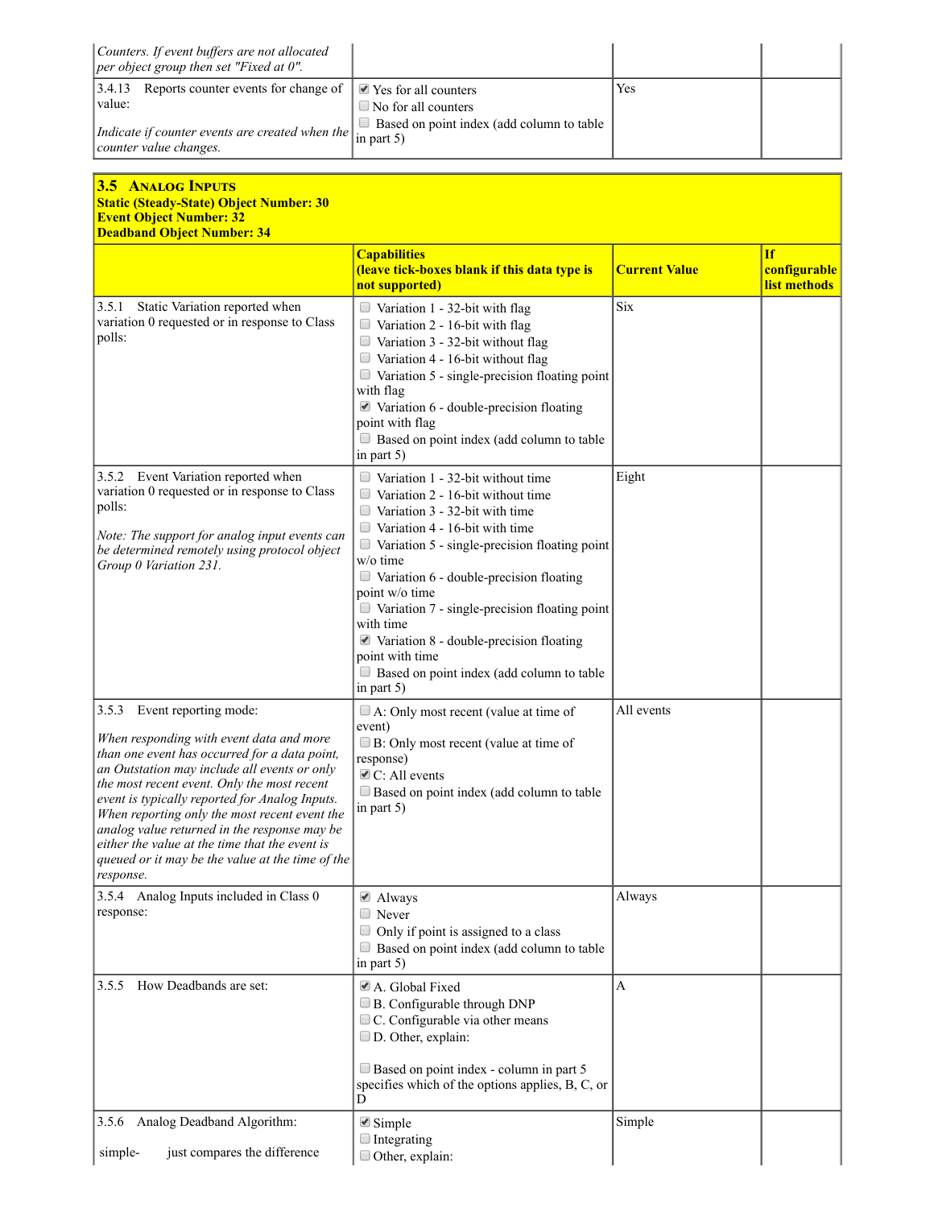| | | | |
|---|---|---|---|
| *Counters. If event buffers are not allocated per object group then set "Fixed at 0".* | | | |
| 3.4.13 Reports counter events for change of value:<br><br>*Indicate if counter events are created when the counter value changes.* | ☑ Yes for all counters<br>☐ No for all counters<br>☐ Based on point index (add column to table in part 5) | Yes | |

| **3.5 ANALOG INPUTS**<br>**Static (Steady-State) Object Number: 30**<br>**Event Object Number: 32**<br>**Deadband Object Number: 34** | **Capabilities (leave tick-boxes blank if this data type is not supported)** | **Current Value** | **If configurable list methods** |
|---|---|---|---|
| 3.5.1 Static Variation reported when variation 0 requested or in response to Class polls: | ☐ Variation 1 - 32-bit with flag<br>☐ Variation 2 - 16-bit with flag<br>☐ Variation 3 - 32-bit without flag<br>☐ Variation 4 - 16-bit without flag<br>☐ Variation 5 - single-precision floating point with flag<br>☑ Variation 6 - double-precision floating point with flag<br>☐ Based on point index (add column to table in part 5) | Six | |
| 3.5.2 Event Variation reported when variation 0 requested or in response to Class polls:<br><br>*Note: The support for analog input events can be determined remotely using protocol object Group 0 Variation 231.* | ☐ Variation 1 - 32-bit without time<br>☐ Variation 2 - 16-bit without time<br>☐ Variation 3 - 32-bit with time<br>☐ Variation 4 - 16-bit with time<br>☐ Variation 5 - single-precision floating point w/o time<br>☐ Variation 6 - double-precision floating point w/o time<br>☐ Variation 7 - single-precision floating point with time<br>☑ Variation 8 - double-precision floating point with time<br>☐ Based on point index (add column to table in part 5) | Eight | |
| 3.5.3 Event reporting mode:<br><br>*When responding with event data and more than one event has occurred for a data point, an Outstation may include all events or only the most recent event. Only the most recent event is typically reported for Analog Inputs. When reporting only the most recent event the analog value returned in the response may be either the value at the time that the event is queued or it may be the value at the time of the response.* | ☐ A: Only most recent (value at time of event)<br>☐ B: Only most recent (value at time of response)<br>☑ C: All events<br>☐ Based on point index (add column to table in part 5) | All events | |
| 3.5.4 Analog Inputs included in Class 0 response: | ☑ Always<br>☐ Never<br>☐ Only if point is assigned to a class<br>☐ Based on point index (add column to table in part 5) | Always | |
| 3.5.5 How Deadbands are set: | ☑ A. Global Fixed<br>☐ B. Configurable through DNP<br>☐ C. Configurable via other means<br>☐ D. Other, explain:<br><br>☐ Based on point index - column in part 5 specifies which of the options applies, B, C, or D | A | |
| 3.5.6 Analog Deadband Algorithm:<br><br>simple- just compares the difference | ☑ Simple<br>☐ Integrating<br>☐ Other, explain: | Simple | |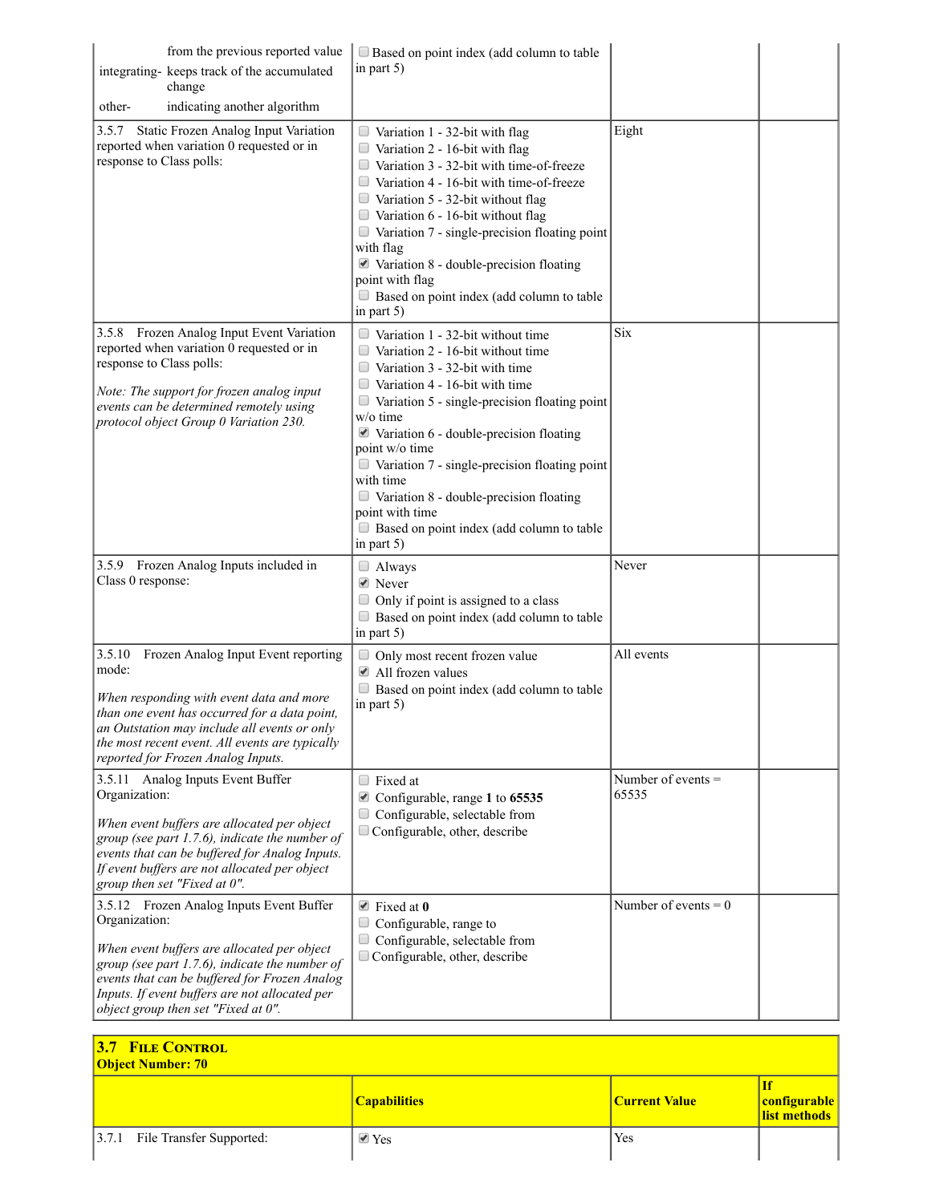| | | | |
|---|---|---|---|
| from the previous reported value<br>integrating- keeps track of the accumulated change<br>other- indicating another algorithm | ☐ Based on point index (add column to table in part 5) | | |
| 3.5.7 Static Frozen Analog Input Variation reported when variation 0 requested or in response to Class polls: | ☐ Variation 1 - 32-bit with flag<br>☐ Variation 2 - 16-bit with flag<br>☐ Variation 3 - 32-bit with time-of-freeze<br>☐ Variation 4 - 16-bit with time-of-freeze<br>☐ Variation 5 - 32-bit without flag<br>☐ Variation 6 - 16-bit without flag<br>☐ Variation 7 - single-precision floating point with flag<br>☑ Variation 8 - double-precision floating point with flag<br>☐ Based on point index (add column to table in part 5) | Eight | |
| 3.5.8 Frozen Analog Input Event Variation reported when variation 0 requested or in response to Class polls:<br><br>*Note: The support for frozen analog input events can be determined remotely using protocol object Group 0 Variation 230.* | ☐ Variation 1 - 32-bit without time<br>☐ Variation 2 - 16-bit without time<br>☐ Variation 3 - 32-bit with time<br>☐ Variation 4 - 16-bit with time<br>☐ Variation 5 - single-precision floating point w/o time<br>☑ Variation 6 - double-precision floating point w/o time<br>☐ Variation 7 - single-precision floating point with time<br>☐ Variation 8 - double-precision floating point with time<br>☐ Based on point index (add column to table in part 5) | Six | |
| 3.5.9 Frozen Analog Inputs included in Class 0 response: | ☐ Always<br>☑ Never<br>☐ Only if point is assigned to a class<br>☐ Based on point index (add column to table in part 5) | Never | |
| 3.5.10 Frozen Analog Input Event reporting mode:<br><br>*When responding with event data and more than one event has occurred for a data point, an Outstation may include all events or only the most recent event. All events are typically reported for Frozen Analog Inputs.* | ☐ Only most recent frozen value<br>☑ All frozen values<br>☐ Based on point index (add column to table in part 5) | All events | |
| 3.5.11 Analog Inputs Event Buffer Organization:<br><br>*When event buffers are allocated per object group (see part 1.7.6), indicate the number of events that can be buffered for Analog Inputs. If event buffers are not allocated per object group then set "Fixed at 0".* | ☐ Fixed at<br>☑ Configurable, range **1** to **65535**<br>☐ Configurable, selectable from<br>☐ Configurable, other, describe | Number of events = 65535 | |
| 3.5.12 Frozen Analog Inputs Event Buffer Organization:<br><br>*When event buffers are allocated per object group (see part 1.7.6), indicate the number of events that can be buffered for Frozen Analog Inputs. If event buffers are not allocated per object group then set "Fixed at 0".* | ☑ Fixed at **0**<br>☐ Configurable, range to<br>☐ Configurable, selectable from<br>☐ Configurable, other, describe | Number of events = 0 | |

| **3.7 FILE CONTROL**<br>**Object Number: 70** | | | |
|---|---|---|---|
| | **Capabilities** | **Current Value** | **If configurable list methods** |
| 3.7.1 File Transfer Supported: | ☑ Yes | Yes | |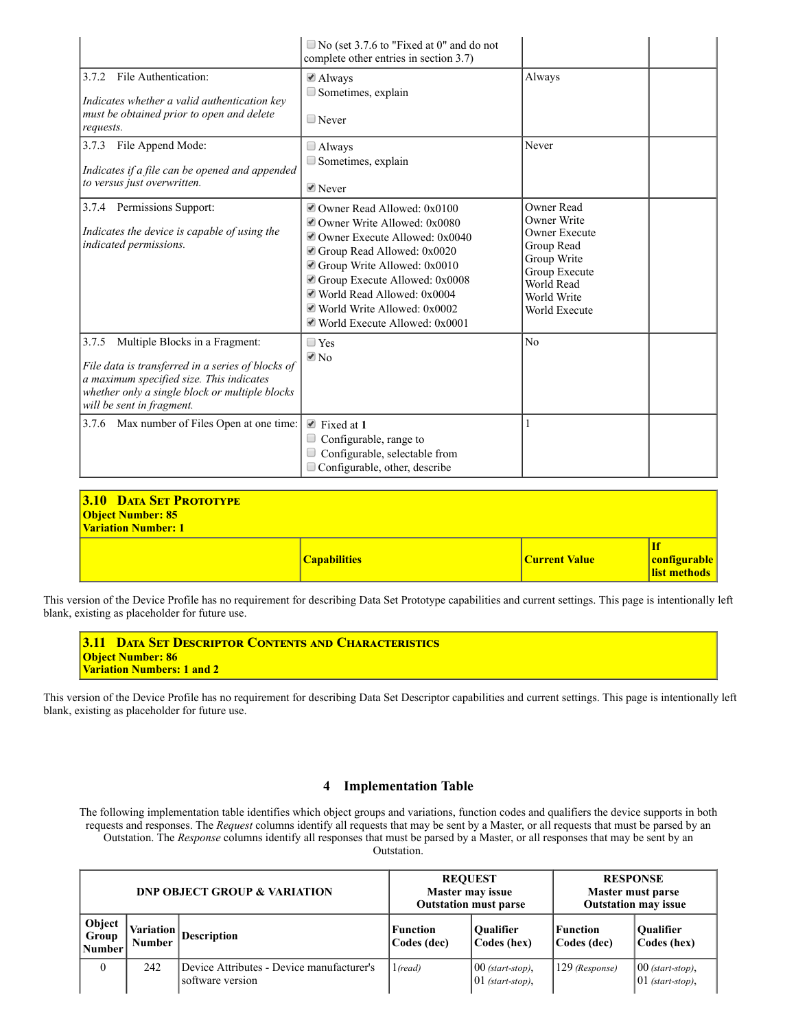| | | | |
|---|---|---|---|
| | ☐ No (set 3.7.6 to "Fixed at 0" and do not complete other entries in section 3.7) | | |
| 3.7.2 File Authentication: *Indicates whether a valid authentication key must be obtained prior to open and delete requests.* | ☑ Always ☐ Sometimes, explain ☐ Never | Always | |
| 3.7.3 File Append Mode: *Indicates if a file can be opened and appended to versus just overwritten.* | ☐ Always ☐ Sometimes, explain ☑ Never | Never | |
| 3.7.4 Permissions Support: *Indicates the device is capable of using the indicated permissions.* | ☑ Owner Read Allowed: 0x0100 ☑ Owner Write Allowed: 0x0080 ☑ Owner Execute Allowed: 0x0040 ☑ Group Read Allowed: 0x0020 ☑ Group Write Allowed: 0x0010 ☑ Group Execute Allowed: 0x0008 ☑ World Read Allowed: 0x0004 ☑ World Write Allowed: 0x0002 ☑ World Execute Allowed: 0x0001 | Owner Read Owner Write Owner Execute Group Read Group Write Group Execute World Read World Write World Execute | |
| 3.7.5 Multiple Blocks in a Fragment: *File data is transferred in a series of blocks of a maximum specified size. This indicates whether only a single block or multiple blocks will be sent in fragment.* | ☐ Yes ☑ No | No | |
| 3.7.6 Max number of Files Open at one time: | ☑ Fixed at **1** ☐ Configurable, range to ☐ Configurable, selectable from ☐ Configurable, other, describe | 1 | |

## 3.10 Data Set Prototype

**Object Number: 85**
**Variation Number: 1**

| | Capabilities | Current Value | If configurable list methods |
|---|---|---|---|

This version of the Device Profile has no requirement for describing Data Set Prototype capabilities and current settings. This page is intentionally left blank, existing as placeholder for future use.

## 3.11 Data Set Descriptor Contents and Characteristics

**Object Number: 86**
**Variation Numbers: 1 and 2**

This version of the Device Profile has no requirement for describing Data Set Descriptor capabilities and current settings. This page is intentionally left blank, existing as placeholder for future use.

# 4 Implementation Table

The following implementation table identifies which object groups and variations, function codes and qualifiers the device supports in both requests and responses. The *Request* columns identify all requests that may be sent by a Master, or all requests that must be parsed by an Outstation. The *Response* columns identify all responses that must be parsed by a Master, or all responses that may be sent by an Outstation.

| DNP OBJECT GROUP & VARIATION | | | REQUEST Master may issue Outstation must parse | | RESPONSE Master must parse Outstation may issue | |
|---|---|---|---|---|---|---|
| **Object Group Number** | **Variation Number** | **Description** | **Function Codes (dec)** | **Qualifier Codes (hex)** | **Function Codes (dec)** | **Qualifier Codes (hex)** |
| 0 | 242 | Device Attributes - Device manufacturer's software version | 1 *(read)* | 00 *(start-stop)*, 01 *(start-stop)*, | 129 *(Response)* | 00 *(start-stop)*, 01 *(start-stop)*, |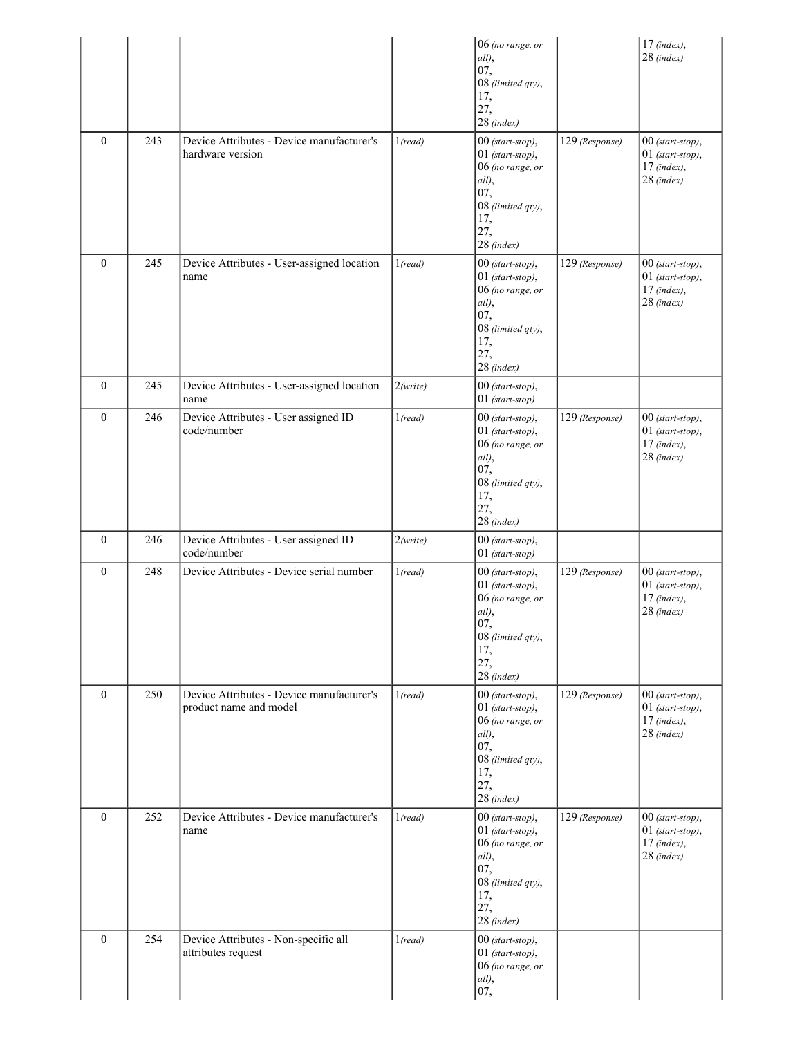| | | | | 06 *(no range, or all)*, 07, 08 *(limited qty)*, 17, 27, 28 *(index)* | | 17 *(index)*, 28 *(index)* |
|---|---|---|---|---|---|---|
| 0 | 243 | Device Attributes - Device manufacturer's hardware version | 1*(read)* | 00 *(start-stop)*, 01 *(start-stop)*, 06 *(no range, or all)*, 07, 08 *(limited qty)*, 17, 27, 28 *(index)* | 129 *(Response)* | 00 *(start-stop)*, 01 *(start-stop)*, 17 *(index)*, 28 *(index)* |
| 0 | 245 | Device Attributes - User-assigned location name | 1*(read)* | 00 *(start-stop)*, 01 *(start-stop)*, 06 *(no range, or all)*, 07, 08 *(limited qty)*, 17, 27, 28 *(index)* | 129 *(Response)* | 00 *(start-stop)*, 01 *(start-stop)*, 17 *(index)*, 28 *(index)* |
| 0 | 245 | Device Attributes - User-assigned location name | 2*(write)* | 00 *(start-stop)*, 01 *(start-stop)* | | |
| 0 | 246 | Device Attributes - User assigned ID code/number | 1*(read)* | 00 *(start-stop)*, 01 *(start-stop)*, 06 *(no range, or all)*, 07, 08 *(limited qty)*, 17, 27, 28 *(index)* | 129 *(Response)* | 00 *(start-stop)*, 01 *(start-stop)*, 17 *(index)*, 28 *(index)* |
| 0 | 246 | Device Attributes - User assigned ID code/number | 2*(write)* | 00 *(start-stop)*, 01 *(start-stop)* | | |
| 0 | 248 | Device Attributes - Device serial number | 1*(read)* | 00 *(start-stop)*, 01 *(start-stop)*, 06 *(no range, or all)*, 07, 08 *(limited qty)*, 17, 27, 28 *(index)* | 129 *(Response)* | 00 *(start-stop)*, 01 *(start-stop)*, 17 *(index)*, 28 *(index)* |
| 0 | 250 | Device Attributes - Device manufacturer's product name and model | 1*(read)* | 00 *(start-stop)*, 01 *(start-stop)*, 06 *(no range, or all)*, 07, 08 *(limited qty)*, 17, 27, 28 *(index)* | 129 *(Response)* | 00 *(start-stop)*, 01 *(start-stop)*, 17 *(index)*, 28 *(index)* |
| 0 | 252 | Device Attributes - Device manufacturer's name | 1*(read)* | 00 *(start-stop)*, 01 *(start-stop)*, 06 *(no range, or all)*, 07, 08 *(limited qty)*, 17, 27, 28 *(index)* | 129 *(Response)* | 00 *(start-stop)*, 01 *(start-stop)*, 17 *(index)*, 28 *(index)* |
| 0 | 254 | Device Attributes - Non-specific all attributes request | 1*(read)* | 00 *(start-stop)*, 01 *(start-stop)*, 06 *(no range, or all)*, 07, | | |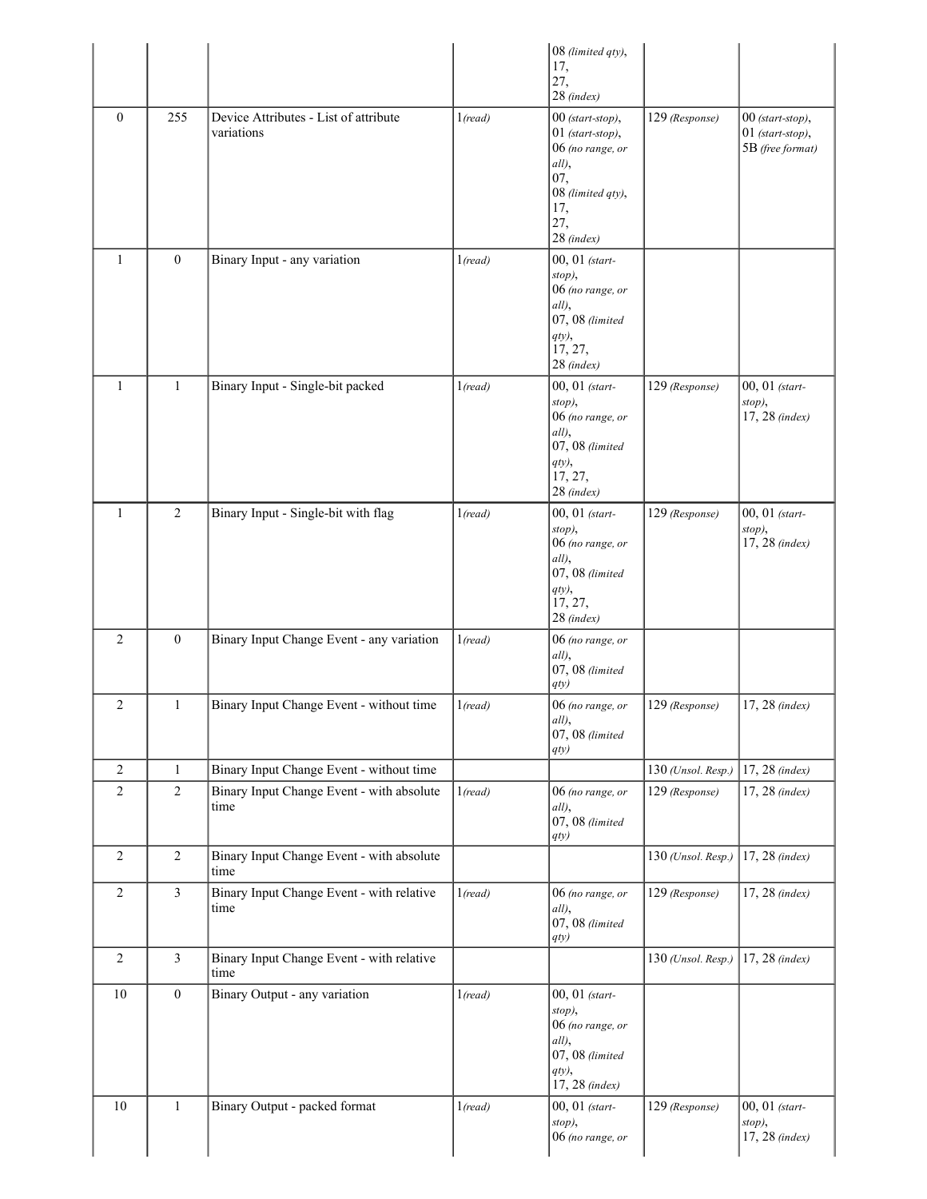| | | | | 08 *(limited qty)*, 17, 27, 28 *(index)* | | |
|---|---|---|---|---|---|---|
| 0 | 255 | Device Attributes - List of attribute variations | 1*(read)* | 00 *(start-stop)*, 01 *(start-stop)*, 06 *(no range, or all)*, 07, 08 *(limited qty)*, 17, 27, 28 *(index)* | 129 *(Response)* | 00 *(start-stop)*, 01 *(start-stop)*, 5B *(free format)* |
| 1 | 0 | Binary Input - any variation | 1*(read)* | 00, 01 *(start-stop)*, 06 *(no range, or all)*, 07, 08 *(limited qty)*, 17, 27, 28 *(index)* | | |
| 1 | 1 | Binary Input - Single-bit packed | 1*(read)* | 00, 01 *(start-stop)*, 06 *(no range, or all)*, 07, 08 *(limited qty)*, 17, 27, 28 *(index)* | 129 *(Response)* | 00, 01 *(start-stop)*, 17, 28 *(index)* |
| 1 | 2 | Binary Input - Single-bit with flag | 1*(read)* | 00, 01 *(start-stop)*, 06 *(no range, or all)*, 07, 08 *(limited qty)*, 17, 27, 28 *(index)* | 129 *(Response)* | 00, 01 *(start-stop)*, 17, 28 *(index)* |
| 2 | 0 | Binary Input Change Event - any variation | 1*(read)* | 06 *(no range, or all)*, 07, 08 *(limited qty)* | | |
| 2 | 1 | Binary Input Change Event - without time | 1*(read)* | 06 *(no range, or all)*, 07, 08 *(limited qty)* | 129 *(Response)* | 17, 28 *(index)* |
| 2 | 1 | Binary Input Change Event - without time | | | 130 *(Unsol. Resp.)* | 17, 28 *(index)* |
| 2 | 2 | Binary Input Change Event - with absolute time | 1*(read)* | 06 *(no range, or all)*, 07, 08 *(limited qty)* | 129 *(Response)* | 17, 28 *(index)* |
| 2 | 2 | Binary Input Change Event - with absolute time | | | 130 *(Unsol. Resp.)* | 17, 28 *(index)* |
| 2 | 3 | Binary Input Change Event - with relative time | 1*(read)* | 06 *(no range, or all)*, 07, 08 *(limited qty)* | 129 *(Response)* | 17, 28 *(index)* |
| 2 | 3 | Binary Input Change Event - with relative time | | | 130 *(Unsol. Resp.)* | 17, 28 *(index)* |
| 10 | 0 | Binary Output - any variation | 1*(read)* | 00, 01 *(start-stop)*, 06 *(no range, or all)*, 07, 08 *(limited qty)*, 17, 28 *(index)* | | |
| 10 | 1 | Binary Output - packed format | 1*(read)* | 00, 01 *(start-stop)*, 06 *(no range, or* | 129 *(Response)* | 00, 01 *(start-stop)*, 17, 28 *(index)* |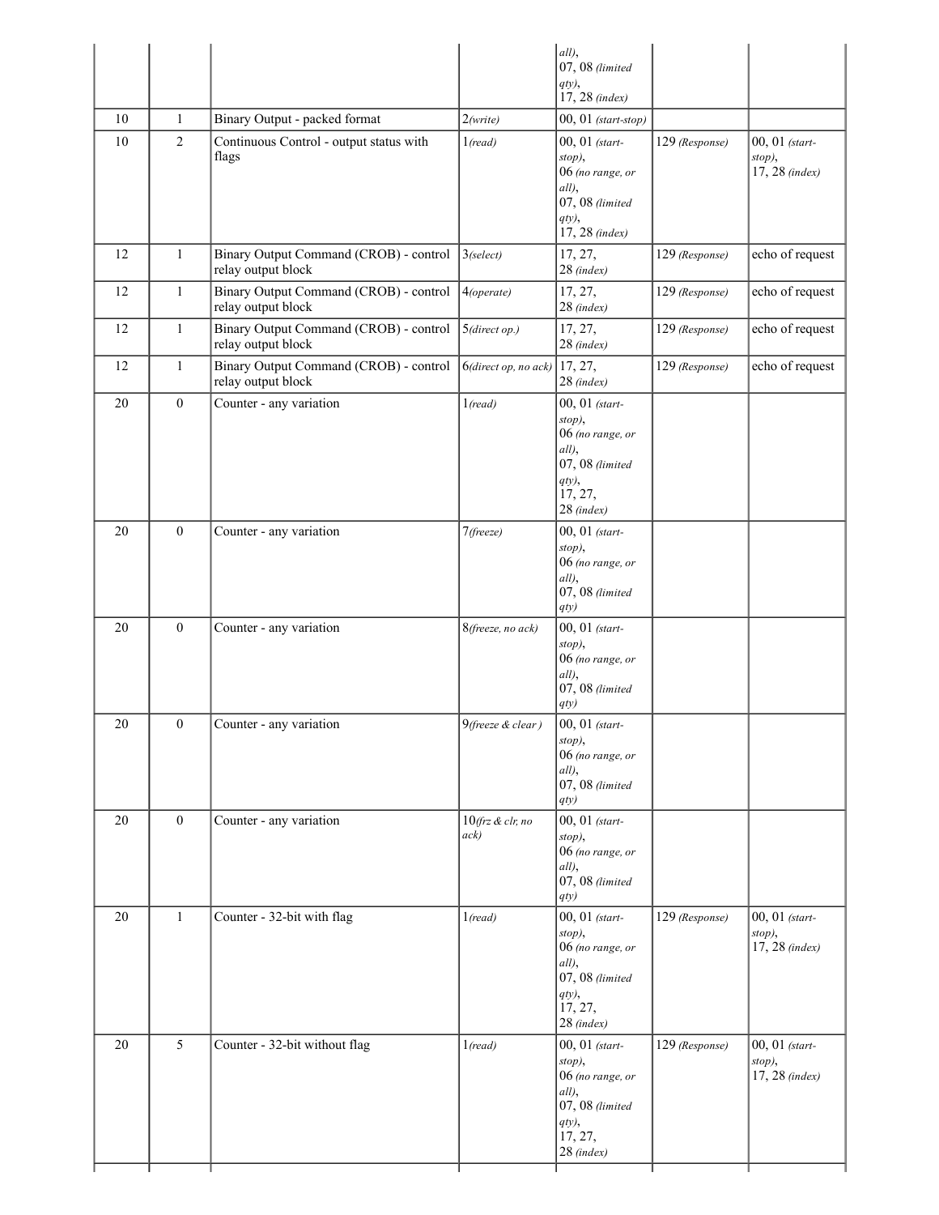| | | | | all), 07, 08 *(limited qty)*, 17, 28 *(index)* | | |
|---|---|---|---|---|---|---|
| 10 | 1 | Binary Output - packed format | 2*(write)* | 00, 01 *(start-stop)* | | |
| 10 | 2 | Continuous Control - output status with flags | 1*(read)* | 00, 01 *(start-stop)*, 06 *(no range, or all)*, 07, 08 *(limited qty)*, 17, 28 *(index)* | 129 *(Response)* | 00, 01 *(start-stop)*, 17, 28 *(index)* |
| 12 | 1 | Binary Output Command (CROB) - control relay output block | 3*(select)* | 17, 27, 28 *(index)* | 129 *(Response)* | echo of request |
| 12 | 1 | Binary Output Command (CROB) - control relay output block | 4*(operate)* | 17, 27, 28 *(index)* | 129 *(Response)* | echo of request |
| 12 | 1 | Binary Output Command (CROB) - control relay output block | 5*(direct op.)* | 17, 27, 28 *(index)* | 129 *(Response)* | echo of request |
| 12 | 1 | Binary Output Command (CROB) - control relay output block | 6*(direct op, no ack)* | 17, 27, 28 *(index)* | 129 *(Response)* | echo of request |
| 20 | 0 | Counter - any variation | 1*(read)* | 00, 01 *(start-stop)*, 06 *(no range, or all)*, 07, 08 *(limited qty)*, 17, 27, 28 *(index)* | | |
| 20 | 0 | Counter - any variation | 7*(freeze)* | 00, 01 *(start-stop)*, 06 *(no range, or all)*, 07, 08 *(limited qty)* | | |
| 20 | 0 | Counter - any variation | 8*(freeze, no ack)* | 00, 01 *(start-stop)*, 06 *(no range, or all)*, 07, 08 *(limited qty)* | | |
| 20 | 0 | Counter - any variation | 9*(freeze & clear )* | 00, 01 *(start-stop)*, 06 *(no range, or all)*, 07, 08 *(limited qty)* | | |
| 20 | 0 | Counter - any variation | 10*(frz & clr, no ack)* | 00, 01 *(start-stop)*, 06 *(no range, or all)*, 07, 08 *(limited qty)* | | |
| 20 | 1 | Counter - 32-bit with flag | 1*(read)* | 00, 01 *(start-stop)*, 06 *(no range, or all)*, 07, 08 *(limited qty)*, 17, 27, 28 *(index)* | 129 *(Response)* | 00, 01 *(start-stop)*, 17, 28 *(index)* |
| 20 | 5 | Counter - 32-bit without flag | 1*(read)* | 00, 01 *(start-stop)*, 06 *(no range, or all)*, 07, 08 *(limited qty)*, 17, 27, 28 *(index)* | 129 *(Response)* | 00, 01 *(start-stop)*, 17, 28 *(index)* |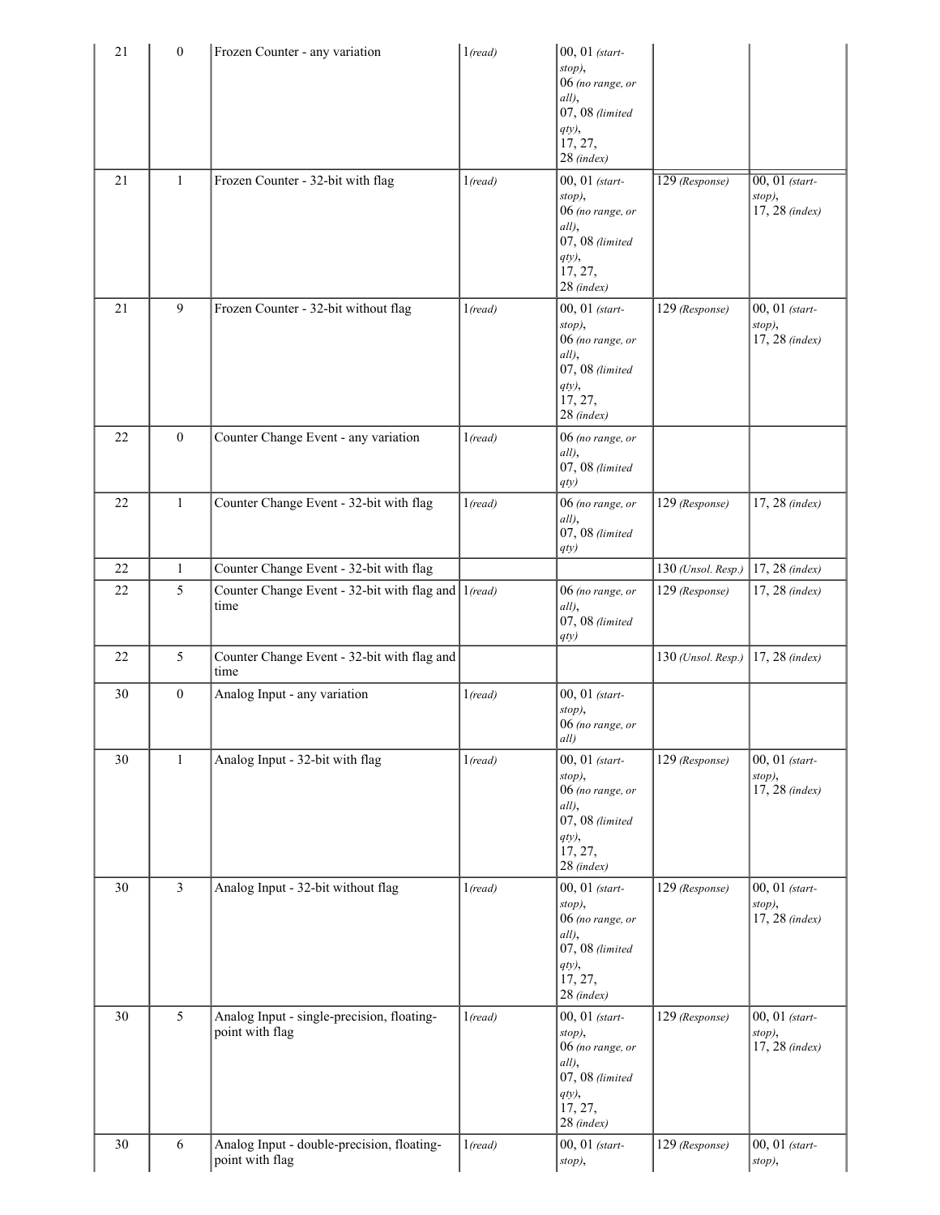| | | | | | | |
|---|---|---|---|---|---|---|
| 21 | 0 | Frozen Counter - any variation | 1 *(read)* | 00, 01 *(start-stop)*, 06 *(no range, or all)*, 07, 08 *(limited qty)*, 17, 27, 28 *(index)* | | |
| 21 | 1 | Frozen Counter - 32-bit with flag | 1 *(read)* | 00, 01 *(start-stop)*, 06 *(no range, or all)*, 07, 08 *(limited qty)*, 17, 27, 28 *(index)* | 129 *(Response)* | 00, 01 *(start-stop)*, 17, 28 *(index)* |
| 21 | 9 | Frozen Counter - 32-bit without flag | 1 *(read)* | 00, 01 *(start-stop)*, 06 *(no range, or all)*, 07, 08 *(limited qty)*, 17, 27, 28 *(index)* | 129 *(Response)* | 00, 01 *(start-stop)*, 17, 28 *(index)* |
| 22 | 0 | Counter Change Event - any variation | 1 *(read)* | 06 *(no range, or all)*, 07, 08 *(limited qty)* | | |
| 22 | 1 | Counter Change Event - 32-bit with flag | 1 *(read)* | 06 *(no range, or all)*, 07, 08 *(limited qty)* | 129 *(Response)* | 17, 28 *(index)* |
| 22 | 1 | Counter Change Event - 32-bit with flag | | | 130 *(Unsol. Resp.)* | 17, 28 *(index)* |
| 22 | 5 | Counter Change Event - 32-bit with flag and time | 1 *(read)* | 06 *(no range, or all)*, 07, 08 *(limited qty)* | 129 *(Response)* | 17, 28 *(index)* |
| 22 | 5 | Counter Change Event - 32-bit with flag and time | | | 130 *(Unsol. Resp.)* | 17, 28 *(index)* |
| 30 | 0 | Analog Input - any variation | 1 *(read)* | 00, 01 *(start-stop)*, 06 *(no range, or all)* | | |
| 30 | 1 | Analog Input - 32-bit with flag | 1 *(read)* | 00, 01 *(start-stop)*, 06 *(no range, or all)*, 07, 08 *(limited qty)*, 17, 27, 28 *(index)* | 129 *(Response)* | 00, 01 *(start-stop)*, 17, 28 *(index)* |
| 30 | 3 | Analog Input - 32-bit without flag | 1 *(read)* | 00, 01 *(start-stop)*, 06 *(no range, or all)*, 07, 08 *(limited qty)*, 17, 27, 28 *(index)* | 129 *(Response)* | 00, 01 *(start-stop)*, 17, 28 *(index)* |
| 30 | 5 | Analog Input - single-precision, floating-point with flag | 1 *(read)* | 00, 01 *(start-stop)*, 06 *(no range, or all)*, 07, 08 *(limited qty)*, 17, 27, 28 *(index)* | 129 *(Response)* | 00, 01 *(start-stop)*, 17, 28 *(index)* |
| 30 | 6 | Analog Input - double-precision, floating-point with flag | 1 *(read)* | 00, 01 *(start-stop)*, | 129 *(Response)* | 00, 01 *(start-stop)*, |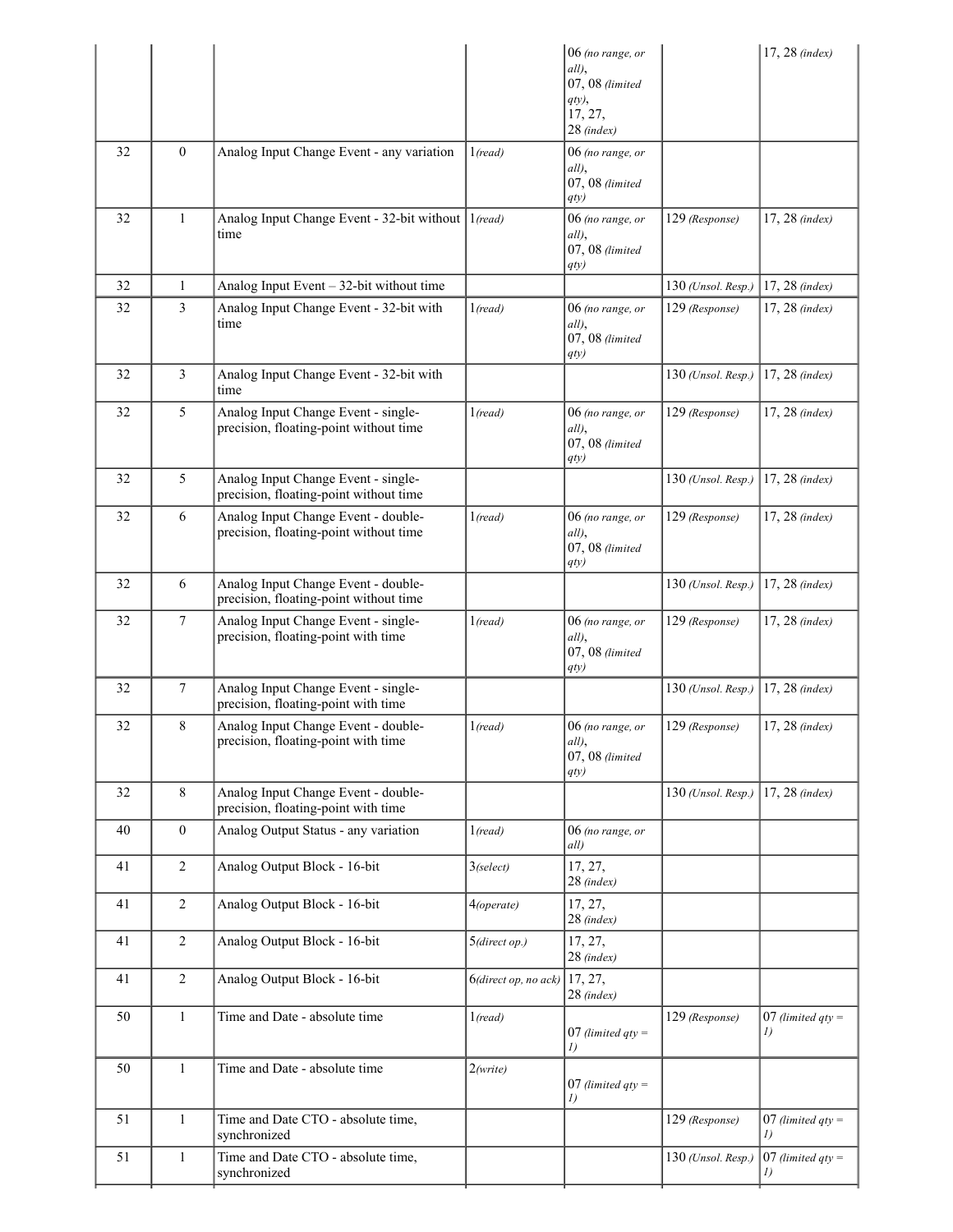| | | | | 06 *(no range, or all)*,<br>07, 08 *(limited qty)*,<br>17, 27,<br>28 *(index)* | | 17, 28 *(index)* |
|---|---|---|---|---|---|---|
| 32 | 0 | Analog Input Change Event - any variation | 1*(read)* | 06 *(no range, or all)*,<br>07, 08 *(limited qty)* | | |
| 32 | 1 | Analog Input Change Event - 32-bit without time | 1*(read)* | 06 *(no range, or all)*,<br>07, 08 *(limited qty)* | 129 *(Response)* | 17, 28 *(index)* |
| 32 | 1 | Analog Input Event – 32-bit without time | | | 130 *(Unsol. Resp.)* | 17, 28 *(index)* |
| 32 | 3 | Analog Input Change Event - 32-bit with time | 1*(read)* | 06 *(no range, or all)*,<br>07, 08 *(limited qty)* | 129 *(Response)* | 17, 28 *(index)* |
| 32 | 3 | Analog Input Change Event - 32-bit with time | | | 130 *(Unsol. Resp.)* | 17, 28 *(index)* |
| 32 | 5 | Analog Input Change Event - single-precision, floating-point without time | 1*(read)* | 06 *(no range, or all)*,<br>07, 08 *(limited qty)* | 129 *(Response)* | 17, 28 *(index)* |
| 32 | 5 | Analog Input Change Event - single-precision, floating-point without time | | | 130 *(Unsol. Resp.)* | 17, 28 *(index)* |
| 32 | 6 | Analog Input Change Event - double-precision, floating-point without time | 1*(read)* | 06 *(no range, or all)*,<br>07, 08 *(limited qty)* | 129 *(Response)* | 17, 28 *(index)* |
| 32 | 6 | Analog Input Change Event - double-precision, floating-point without time | | | 130 *(Unsol. Resp.)* | 17, 28 *(index)* |
| 32 | 7 | Analog Input Change Event - single-precision, floating-point with time | 1*(read)* | 06 *(no range, or all)*,<br>07, 08 *(limited qty)* | 129 *(Response)* | 17, 28 *(index)* |
| 32 | 7 | Analog Input Change Event - single-precision, floating-point with time | | | 130 *(Unsol. Resp.)* | 17, 28 *(index)* |
| 32 | 8 | Analog Input Change Event - double-precision, floating-point with time | 1*(read)* | 06 *(no range, or all)*,<br>07, 08 *(limited qty)* | 129 *(Response)* | 17, 28 *(index)* |
| 32 | 8 | Analog Input Change Event - double-precision, floating-point with time | | | 130 *(Unsol. Resp.)* | 17, 28 *(index)* |
| 40 | 0 | Analog Output Status - any variation | 1*(read)* | 06 *(no range, or all)* | | |
| 41 | 2 | Analog Output Block - 16-bit | 3*(select)* | 17, 27,<br>28 *(index)* | | |
| 41 | 2 | Analog Output Block - 16-bit | 4*(operate)* | 17, 27,<br>28 *(index)* | | |
| 41 | 2 | Analog Output Block - 16-bit | 5*(direct op.)* | 17, 27,<br>28 *(index)* | | |
| 41 | 2 | Analog Output Block - 16-bit | 6*(direct op, no ack)* | 17, 27,<br>28 *(index)* | | |
| 50 | 1 | Time and Date - absolute time | 1*(read)* | 07 *(limited qty = 1)* | 129 *(Response)* | 07 *(limited qty = 1)* |
| 50 | 1 | Time and Date - absolute time | 2*(write)* | 07 *(limited qty = 1)* | | |
| 51 | 1 | Time and Date CTO - absolute time, synchronized | | | 129 *(Response)* | 07 *(limited qty = 1)* |
| 51 | 1 | Time and Date CTO - absolute time, synchronized | | | 130 *(Unsol. Resp.)* | 07 *(limited qty = 1)* |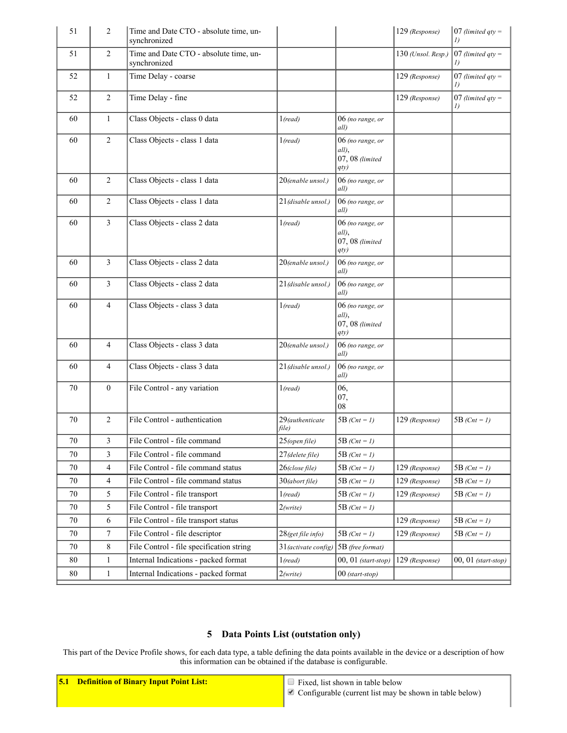| 51 | 2 | Time and Date CTO - absolute time, un-synchronized | | | 129 *(Response)* | 07 *(limited qty = 1)* |
|---|---|---|---|---|---|---|
| 51 | 2 | Time and Date CTO - absolute time, un-synchronized | | | 130 *(Unsol. Resp.)* | 07 *(limited qty = 1)* |
| 52 | 1 | Time Delay - coarse | | | 129 *(Response)* | 07 *(limited qty = 1)* |
| 52 | 2 | Time Delay - fine | | | 129 *(Response)* | 07 *(limited qty = 1)* |
| 60 | 1 | Class Objects - class 0 data | 1*(read)* | 06 *(no range, or all)* | | |
| 60 | 2 | Class Objects - class 1 data | 1*(read)* | 06 *(no range, or all)*, 07, 08 *(limited qty)* | | |
| 60 | 2 | Class Objects - class 1 data | 20*(enable unsol.)* | 06 *(no range, or all)* | | |
| 60 | 2 | Class Objects - class 1 data | 21*(disable unsol.)* | 06 *(no range, or all)* | | |
| 60 | 3 | Class Objects - class 2 data | 1*(read)* | 06 *(no range, or all)*, 07, 08 *(limited qty)* | | |
| 60 | 3 | Class Objects - class 2 data | 20*(enable unsol.)* | 06 *(no range, or all)* | | |
| 60 | 3 | Class Objects - class 2 data | 21*(disable unsol.)* | 06 *(no range, or all)* | | |
| 60 | 4 | Class Objects - class 3 data | 1*(read)* | 06 *(no range, or all)*, 07, 08 *(limited qty)* | | |
| 60 | 4 | Class Objects - class 3 data | 20*(enable unsol.)* | 06 *(no range, or all)* | | |
| 60 | 4 | Class Objects - class 3 data | 21*(disable unsol.)* | 06 *(no range, or all)* | | |
| 70 | 0 | File Control - any variation | 1*(read)* | 06, 07, 08 | | |
| 70 | 2 | File Control - authentication | 29*(authenticate file)* | 5B *(Cnt = 1)* | 129 *(Response)* | 5B *(Cnt = 1)* |
| 70 | 3 | File Control - file command | 25*(open file)* | 5B *(Cnt = 1)* | | |
| 70 | 3 | File Control - file command | 27*(delete file)* | 5B *(Cnt = 1)* | | |
| 70 | 4 | File Control - file command status | 26*(close file)* | 5B *(Cnt = 1)* | 129 *(Response)* | 5B *(Cnt = 1)* |
| 70 | 4 | File Control - file command status | 30*(abort file)* | 5B *(Cnt = 1)* | 129 *(Response)* | 5B *(Cnt = 1)* |
| 70 | 5 | File Control - file transport | 1*(read)* | 5B *(Cnt = 1)* | 129 *(Response)* | 5B *(Cnt = 1)* |
| 70 | 5 | File Control - file transport | 2*(write)* | 5B *(Cnt = 1)* | | |
| 70 | 6 | File Control - file transport status | | | 129 *(Response)* | 5B *(Cnt = 1)* |
| 70 | 7 | File Control - file descriptor | 28*(get file info)* | 5B *(Cnt = 1)* | 129 *(Response)* | 5B *(Cnt = 1)* |
| 70 | 8 | File Control - file specification string | 31*(activate config)* | 5B *(free format)* | | |
| 80 | 1 | Internal Indications - packed format | 1*(read)* | 00, 01 *(start-stop)* | 129 *(Response)* | 00, 01 *(start-stop)* |
| 80 | 1 | Internal Indications - packed format | 2*(write)* | 00 *(start-stop)* | | |

## 5 Data Points List (outstation only)

This part of the Device Profile shows, for each data type, a table defining the data points available in the device or a description of how this information can be obtained if the database is configurable.

| **5.1 Definition of Binary Input Point List:** | ☐ Fixed, list shown in table below<br>☑ Configurable (current list may be shown in table below) |
|---|---|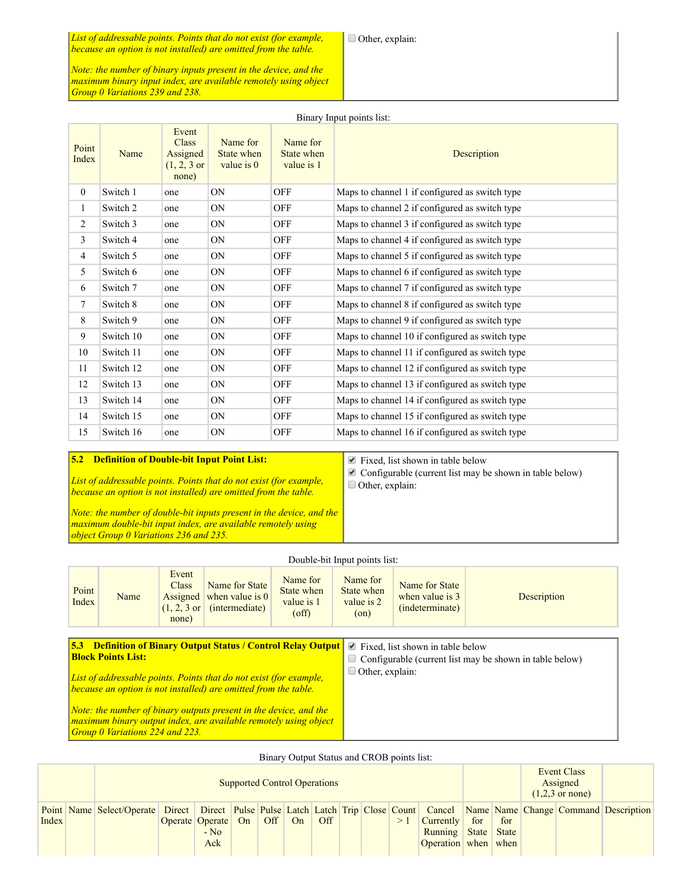| *List of addressable points. Points that do not exist (for example, because an option is not installed) are omitted from the table.* *Note: the number of binary inputs present in the device, and the maximum binary input index, are available remotely using object Group 0 Variations 239 and 238.* | ☐ Other, explain: |
|---|---|

Binary Input points list:

| Point Index | Name | Event Class Assigned (1, 2, 3 or none) | Name for State when value is 0 | Name for State when value is 1 | Description |
|---|---|---|---|---|---|
| 0 | Switch 1 | one | ON | OFF | Maps to channel 1 if configured as switch type |
| 1 | Switch 2 | one | ON | OFF | Maps to channel 2 if configured as switch type |
| 2 | Switch 3 | one | ON | OFF | Maps to channel 3 if configured as switch type |
| 3 | Switch 4 | one | ON | OFF | Maps to channel 4 if configured as switch type |
| 4 | Switch 5 | one | ON | OFF | Maps to channel 5 if configured as switch type |
| 5 | Switch 6 | one | ON | OFF | Maps to channel 6 if configured as switch type |
| 6 | Switch 7 | one | ON | OFF | Maps to channel 7 if configured as switch type |
| 7 | Switch 8 | one | ON | OFF | Maps to channel 8 if configured as switch type |
| 8 | Switch 9 | one | ON | OFF | Maps to channel 9 if configured as switch type |
| 9 | Switch 10 | one | ON | OFF | Maps to channel 10 if configured as switch type |
| 10 | Switch 11 | one | ON | OFF | Maps to channel 11 if configured as switch type |
| 11 | Switch 12 | one | ON | OFF | Maps to channel 12 if configured as switch type |
| 12 | Switch 13 | one | ON | OFF | Maps to channel 13 if configured as switch type |
| 13 | Switch 14 | one | ON | OFF | Maps to channel 14 if configured as switch type |
| 14 | Switch 15 | one | ON | OFF | Maps to channel 15 if configured as switch type |
| 15 | Switch 16 | one | ON | OFF | Maps to channel 16 if configured as switch type |

| **5.2 Definition of Double-bit Input Point List:** *List of addressable points. Points that do not exist (for example, because an option is not installed) are omitted from the table.* *Note: the number of double-bit inputs present in the device, and the maximum double-bit input index, are available remotely using object Group 0 Variations 236 and 235.* | ☑ Fixed, list shown in table below ☑ Configurable (current list may be shown in table below) ☐ Other, explain: |
|---|---|

Double-bit Input points list:

| Point Index | Name | Event Class Assigned (1, 2, 3 or none) | Name for State when value is 0 (intermediate) | Name for State when value is 1 (off) | Name for State when value is 2 (on) | Name for State when value is 3 (indeterminate) | Description |
|---|---|---|---|---|---|---|---|

| **5.3 Definition of Binary Output Status / Control Relay Output Block Points List:** *List of addressable points. Points that do not exist (for example, because an option is not installed) are omitted from the table.* *Note: the number of binary outputs present in the device, and the maximum binary output index, are available remotely using object Group 0 Variations 224 and 223.* | ☑ Fixed, list shown in table below ☐ Configurable (current list may be shown in table below) ☐ Other, explain: |
|---|---|

Binary Output Status and CROB points list:

| | | Supported Control Operations | | | | | | | | | | | | | Event Class Assigned (1,2,3 or none) | | |
|---|---|---|---|---|---|---|---|---|---|---|---|---|---|---|---|---|---|
| Point Index | Name | Select/Operate | Direct Operate | Direct Operate - No Ack | Pulse On | Pulse Off | Latch On | Latch Off | Trip | Close | Count > 1 | Cancel Currently Running Operation | Name for State when | Name for State when | Change | Command | Description |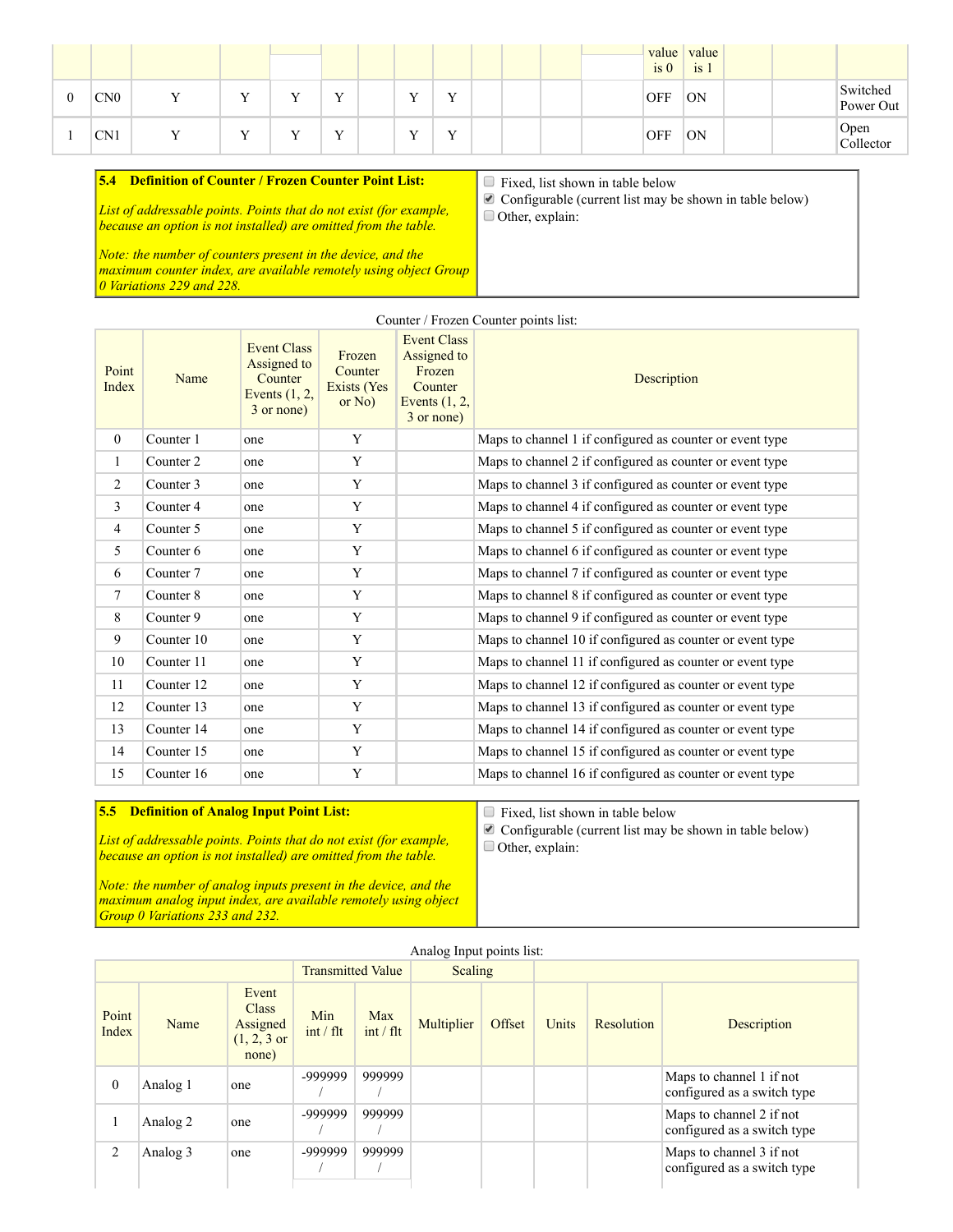| | | | | | | | | | | | | value is 0 | value is 1 | | | |
|---|---|---|---|---|---|---|---|---|---|---|---|---|---|---|---|---|
| 0 | CN0 | Y | Y | Y | Y | | Y | Y | | | | OFF | ON | | | Switched Power Out |
| 1 | CN1 | Y | Y | Y | Y | | Y | Y | | | | OFF | ON | | | Open Collector |

| **5.4 Definition of Counter / Frozen Counter Point List:**<br><br>*List of addressable points. Points that do not exist (for example, because an option is not installed) are omitted from the table.*<br><br>*Note: the number of counters present in the device, and the maximum counter index, are available remotely using object Group 0 Variations 229 and 228.* | ☐ Fixed, list shown in table below<br>☑ Configurable (current list may be shown in table below)<br>☐ Other, explain: |
|---|---|

Counter / Frozen Counter points list:

| Point Index | Name | Event Class Assigned to Counter Events (1, 2, 3 or none) | Frozen Counter Exists (Yes or No) | Event Class Assigned to Frozen Counter Events (1, 2, 3 or none) | Description |
|---|---|---|---|---|---|
| 0 | Counter 1 | one | Y | | Maps to channel 1 if configured as counter or event type |
| 1 | Counter 2 | one | Y | | Maps to channel 2 if configured as counter or event type |
| 2 | Counter 3 | one | Y | | Maps to channel 3 if configured as counter or event type |
| 3 | Counter 4 | one | Y | | Maps to channel 4 if configured as counter or event type |
| 4 | Counter 5 | one | Y | | Maps to channel 5 if configured as counter or event type |
| 5 | Counter 6 | one | Y | | Maps to channel 6 if configured as counter or event type |
| 6 | Counter 7 | one | Y | | Maps to channel 7 if configured as counter or event type |
| 7 | Counter 8 | one | Y | | Maps to channel 8 if configured as counter or event type |
| 8 | Counter 9 | one | Y | | Maps to channel 9 if configured as counter or event type |
| 9 | Counter 10 | one | Y | | Maps to channel 10 if configured as counter or event type |
| 10 | Counter 11 | one | Y | | Maps to channel 11 if configured as counter or event type |
| 11 | Counter 12 | one | Y | | Maps to channel 12 if configured as counter or event type |
| 12 | Counter 13 | one | Y | | Maps to channel 13 if configured as counter or event type |
| 13 | Counter 14 | one | Y | | Maps to channel 14 if configured as counter or event type |
| 14 | Counter 15 | one | Y | | Maps to channel 15 if configured as counter or event type |
| 15 | Counter 16 | one | Y | | Maps to channel 16 if configured as counter or event type |

| **5.5 Definition of Analog Input Point List:**<br><br>*List of addressable points. Points that do not exist (for example, because an option is not installed) are omitted from the table.*<br><br>*Note: the number of analog inputs present in the device, and the maximum analog input index, are available remotely using object Group 0 Variations 233 and 232.* | ☐ Fixed, list shown in table below<br>☑ Configurable (current list may be shown in table below)<br>☐ Other, explain: |
|---|---|

Analog Input points list:

| | | | Transmitted Value | | Scaling | | | | |
|---|---|---|---|---|---|---|---|---|---|
| Point Index | Name | Event Class Assigned (1, 2, 3 or none) | Min int / flt | Max int / flt | Multiplier | Offset | Units | Resolution | Description |
| 0 | Analog 1 | one | -999999 / | 999999 / | | | | | Maps to channel 1 if not configured as a switch type |
| 1 | Analog 2 | one | -999999 / | 999999 / | | | | | Maps to channel 2 if not configured as a switch type |
| 2 | Analog 3 | one | -999999 / | 999999 / | | | | | Maps to channel 3 if not configured as a switch type |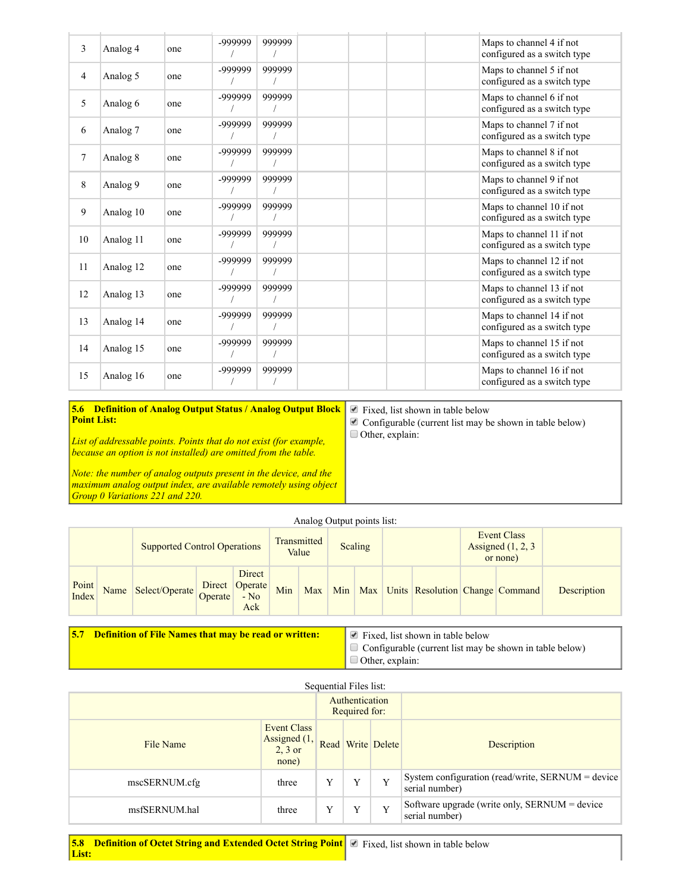| | | | | | | | | | |
|---|---|---|---|---|---|---|---|---|---|
| 3 | Analog 4 | one | -999999 / | 999999 / | | | | | Maps to channel 4 if not configured as a switch type |
| 4 | Analog 5 | one | -999999 / | 999999 / | | | | | Maps to channel 5 if not configured as a switch type |
| 5 | Analog 6 | one | -999999 / | 999999 / | | | | | Maps to channel 6 if not configured as a switch type |
| 6 | Analog 7 | one | -999999 / | 999999 / | | | | | Maps to channel 7 if not configured as a switch type |
| 7 | Analog 8 | one | -999999 / | 999999 / | | | | | Maps to channel 8 if not configured as a switch type |
| 8 | Analog 9 | one | -999999 / | 999999 / | | | | | Maps to channel 9 if not configured as a switch type |
| 9 | Analog 10 | one | -999999 / | 999999 / | | | | | Maps to channel 10 if not configured as a switch type |
| 10 | Analog 11 | one | -999999 / | 999999 / | | | | | Maps to channel 11 if not configured as a switch type |
| 11 | Analog 12 | one | -999999 / | 999999 / | | | | | Maps to channel 12 if not configured as a switch type |
| 12 | Analog 13 | one | -999999 / | 999999 / | | | | | Maps to channel 13 if not configured as a switch type |
| 13 | Analog 14 | one | -999999 / | 999999 / | | | | | Maps to channel 14 if not configured as a switch type |
| 14 | Analog 15 | one | -999999 / | 999999 / | | | | | Maps to channel 15 if not configured as a switch type |
| 15 | Analog 16 | one | -999999 / | 999999 / | | | | | Maps to channel 16 if not configured as a switch type |

| **5.6 Definition of Analog Output Status / Analog Output Block Point List:** *List of addressable points. Points that do not exist (for example, because an option is not installed) are omitted from the table.* *Note: the number of analog outputs present in the device, and the maximum analog output index, are available remotely using object Group 0 Variations 221 and 220.* | ☑ Fixed, list shown in table below ☑ Configurable (current list may be shown in table below) ☐ Other, explain: |
|---|---|

Analog Output points list:

| | | Supported Control Operations | | | Transmitted Value | | Scaling | | | | Event Class Assigned (1, 2, 3 or none) | | |
|---|---|---|---|---|---|---|---|---|---|---|---|---|---|
| Point Index | Name | Select/Operate | Direct Operate | Direct Operate - No Ack | Min | Max | Min | Max | Units | Resolution | Change | Command | Description |

| **5.7 Definition of File Names that may be read or written:** | ☑ Fixed, list shown in table below ☐ Configurable (current list may be shown in table below) ☐ Other, explain: |
|---|---|

Sequential Files list:

| | | Authentication Required for: | | | |
|---|---|---|---|---|---|
| File Name | Event Class Assigned (1, 2, 3 or none) | Read | Write | Delete | Description |
| mscSERNUM.cfg | three | Y | Y | Y | System configuration (read/write, SERNUM = device serial number) |
| msfSERNUM.hal | three | Y | Y | Y | Software upgrade (write only, SERNUM = device serial number) |

| **5.8 Definition of Octet String and Extended Octet String Point List:** | ☑ Fixed, list shown in table below |
|---|---|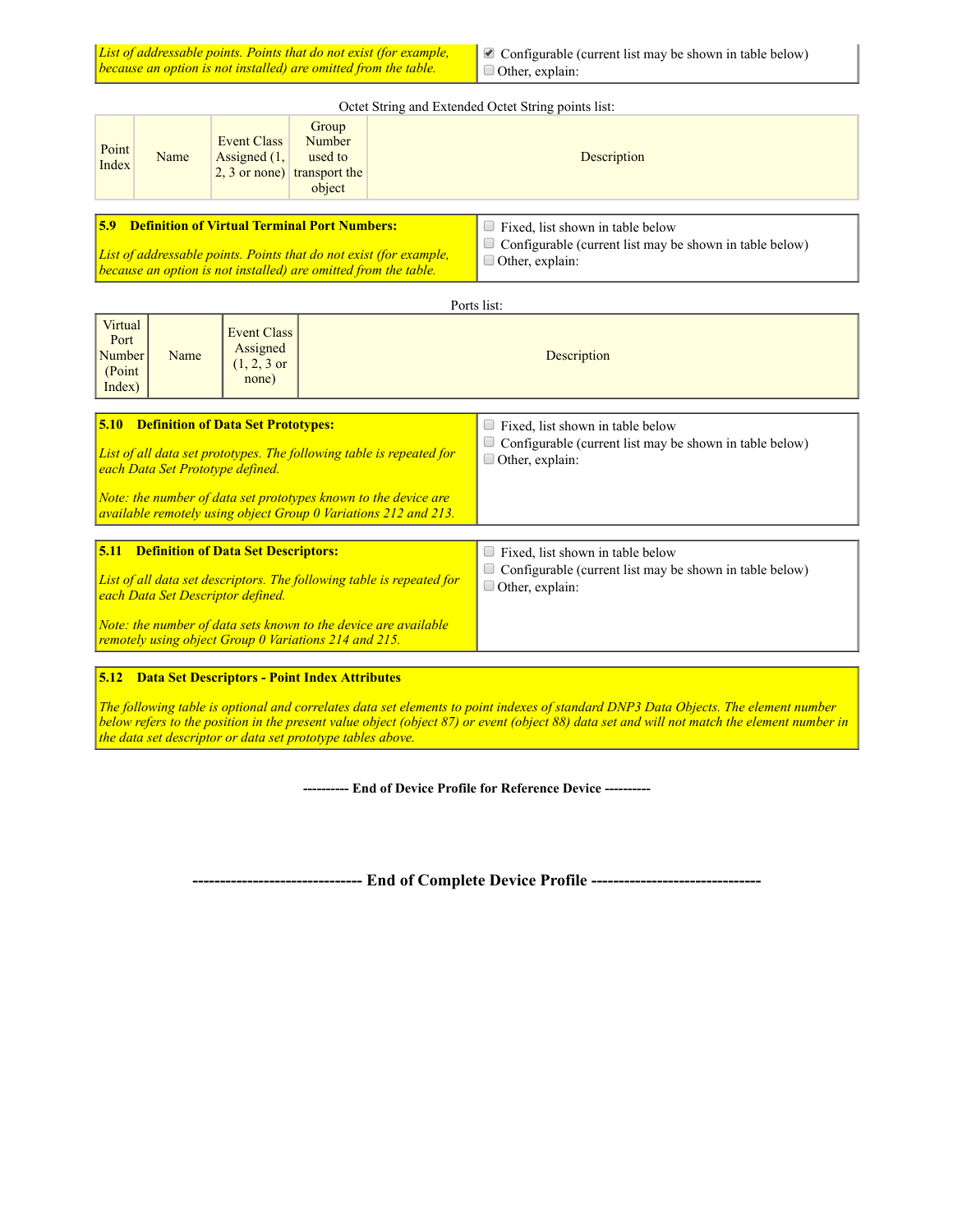| | |
|---|---|
| *List of addressable points. Points that do not exist (for example, because an option is not installed) are omitted from the table.* | ☑ Configurable (current list may be shown in table below)<br>☐ Other, explain: |

Octet String and Extended Octet String points list:

| Point Index | Name | Event Class Assigned (1, 2, 3 or none) | Group Number used to transport the object | Description |
|---|---|---|---|---|

| | |
|---|---|
| **5.9 Definition of Virtual Terminal Port Numbers:**<br><br>*List of addressable points. Points that do not exist (for example, because an option is not installed) are omitted from the table.* | ☐ Fixed, list shown in table below<br>☐ Configurable (current list may be shown in table below)<br>☐ Other, explain: |

Ports list:

| Virtual Port Number (Point Index) | Name | Event Class Assigned (1, 2, 3 or none) | Description |
|---|---|---|---|

| | |
|---|---|
| **5.10 Definition of Data Set Prototypes:**<br><br>*List of all data set prototypes. The following table is repeated for each Data Set Prototype defined.*<br><br>*Note: the number of data set prototypes known to the device are available remotely using object Group 0 Variations 212 and 213.* | ☐ Fixed, list shown in table below<br>☐ Configurable (current list may be shown in table below)<br>☐ Other, explain: |

| | |
|---|---|
| **5.11 Definition of Data Set Descriptors:**<br><br>*List of all data set descriptors. The following table is repeated for each Data Set Descriptor defined.*<br><br>*Note: the number of data sets known to the device are available remotely using object Group 0 Variations 214 and 215.* | ☐ Fixed, list shown in table below<br>☐ Configurable (current list may be shown in table below)<br>☐ Other, explain: |

**5.12 Data Set Descriptors - Point Index Attributes**

*The following table is optional and correlates data set elements to point indexes of standard DNP3 Data Objects. The element number below refers to the position in the present value object (object 87) or event (object 88) data set and will not match the element number in the data set descriptor or data set prototype tables above.*

**---------- End of Device Profile for Reference Device ----------**

**------------------------------- End of Complete Device Profile -------------------------------**